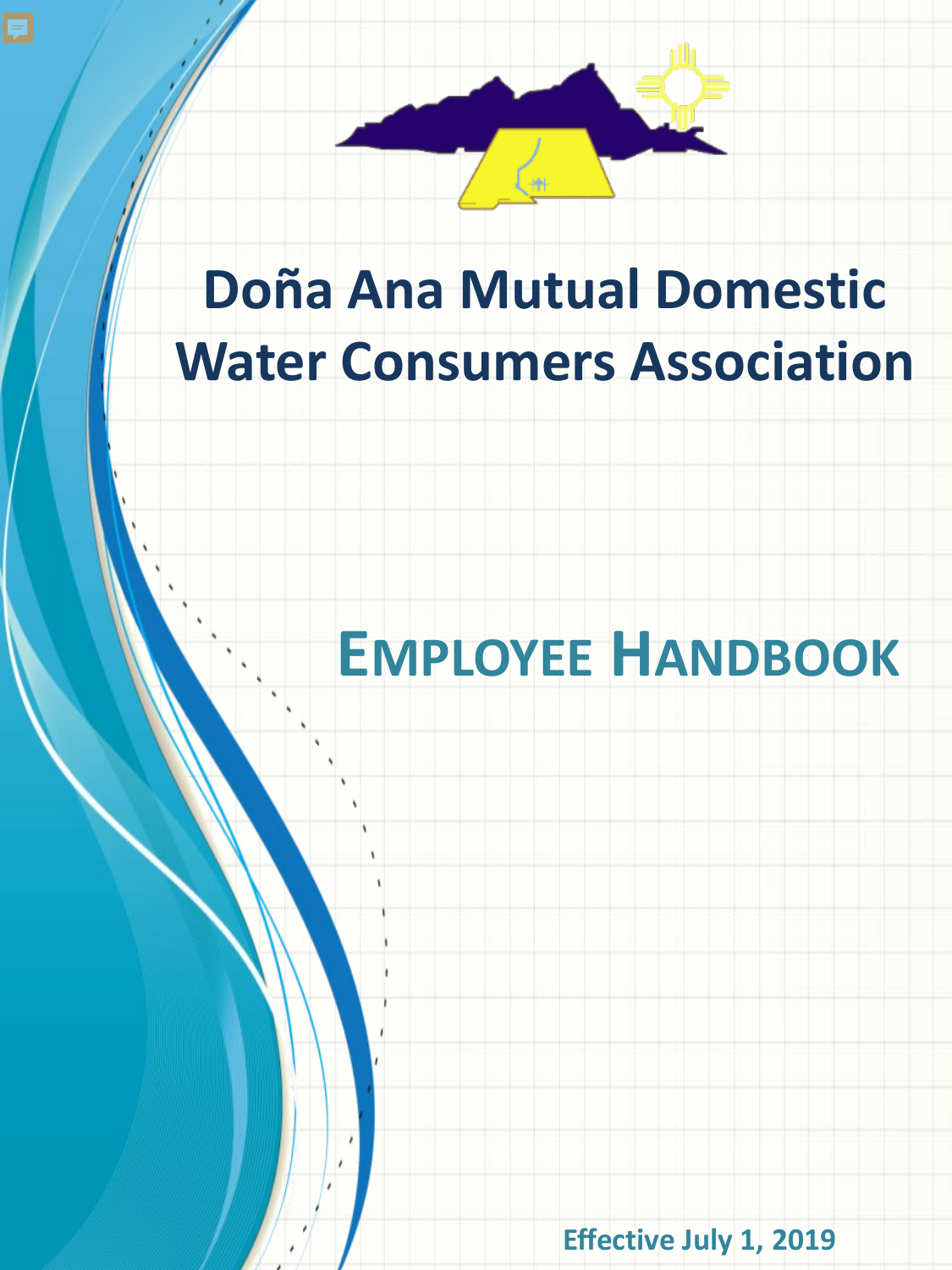# Doña Ana Mutual Domestic Water Consumers Association

## Employee Handbook

Effective July 1, 2019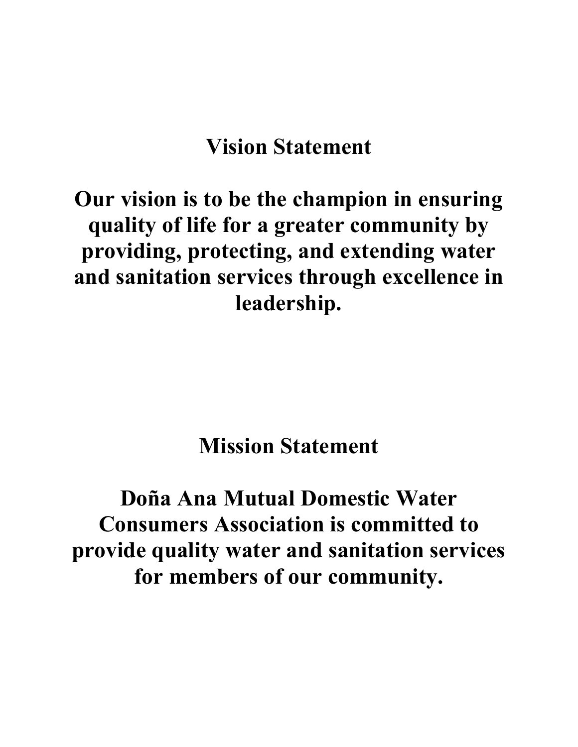## Vision Statement

**Our vision is to be the champion in ensuring quality of life for a greater community by providing, protecting, and extending water and sanitation services through excellence in leadership.**

## Mission Statement

**Doña Ana Mutual Domestic Water Consumers Association is committed to provide quality water and sanitation services for members of our community.**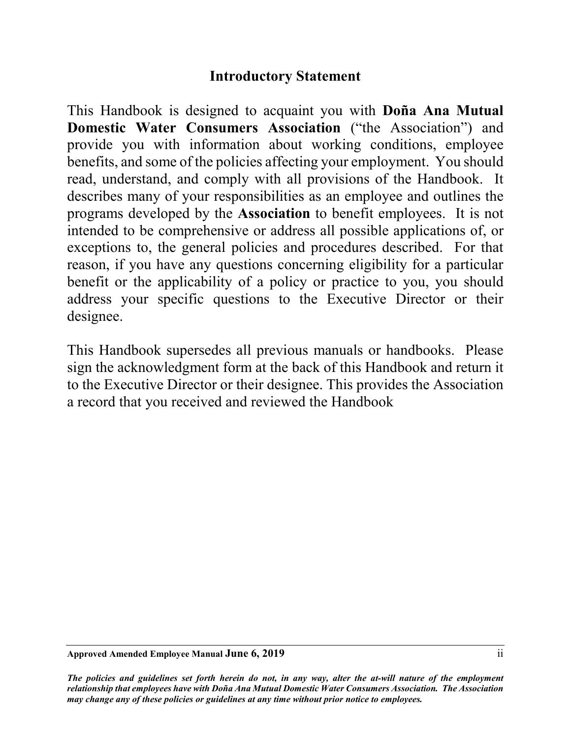## Introductory Statement

This Handbook is designed to acquaint you with **Doña Ana Mutual Domestic Water Consumers Association** ("the Association") and provide you with information about working conditions, employee benefits, and some of the policies affecting your employment. You should read, understand, and comply with all provisions of the Handbook. It describes many of your responsibilities as an employee and outlines the programs developed by the **Association** to benefit employees. It is not intended to be comprehensive or address all possible applications of, or exceptions to, the general policies and procedures described. For that reason, if you have any questions concerning eligibility for a particular benefit or the applicability of a policy or practice to you, you should address your specific questions to the Executive Director or their designee.

This Handbook supersedes all previous manuals or handbooks. Please sign the acknowledgment form at the back of this Handbook and return it to the Executive Director or their designee. This provides the Association a record that you received and reviewed the Handbook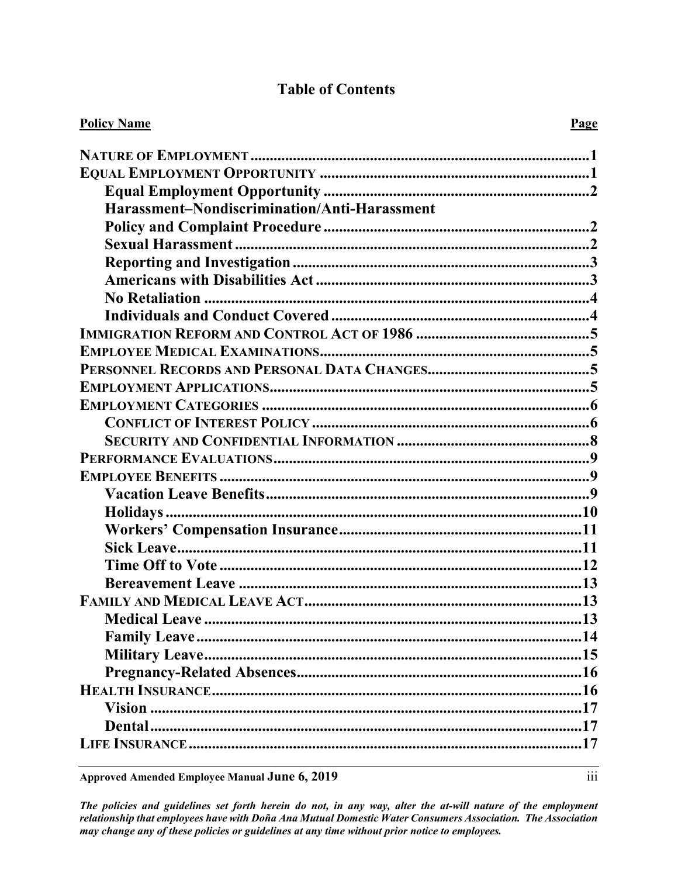# Table of Contents

| Policy Name | Page |
|---|---|
| NATURE OF EMPLOYMENT | 1 |
| EQUAL EMPLOYMENT OPPORTUNITY | 1 |
| Equal Employment Opportunity | 2 |
| Harassment–Nondiscrimination/Anti-Harassment Policy and Complaint Procedure | 2 |
| Sexual Harassment | 2 |
| Reporting and Investigation | 3 |
| Americans with Disabilities Act | 3 |
| No Retaliation | 4 |
| Individuals and Conduct Covered | 4 |
| IMMIGRATION REFORM AND CONTROL ACT OF 1986 | 5 |
| EMPLOYEE MEDICAL EXAMINATIONS | 5 |
| PERSONNEL RECORDS AND PERSONAL DATA CHANGES | 5 |
| EMPLOYMENT APPLICATIONS | 5 |
| EMPLOYMENT CATEGORIES | 6 |
| CONFLICT OF INTEREST POLICY | 6 |
| SECURITY AND CONFIDENTIAL INFORMATION | 8 |
| PERFORMANCE EVALUATIONS | 9 |
| EMPLOYEE BENEFITS | 9 |
| Vacation Leave Benefits | 9 |
| Holidays | 10 |
| Workers' Compensation Insurance | 11 |
| Sick Leave | 11 |
| Time Off to Vote | 12 |
| Bereavement Leave | 13 |
| FAMILY AND MEDICAL LEAVE ACT | 13 |
| Medical Leave | 13 |
| Family Leave | 14 |
| Military Leave | 15 |
| Pregnancy-Related Absences | 16 |
| HEALTH INSURANCE | 16 |
| Vision | 17 |
| Dental | 17 |
| LIFE INSURANCE | 17 |

**Approved Amended Employee Manual June 6, 2019**

***The policies and guidelines set forth herein do not, in any way, alter the at-will nature of the employment relationship that employees have with Doña Ana Mutual Domestic Water Consumers Association. The Association may change any of these policies or guidelines at any time without prior notice to employees.***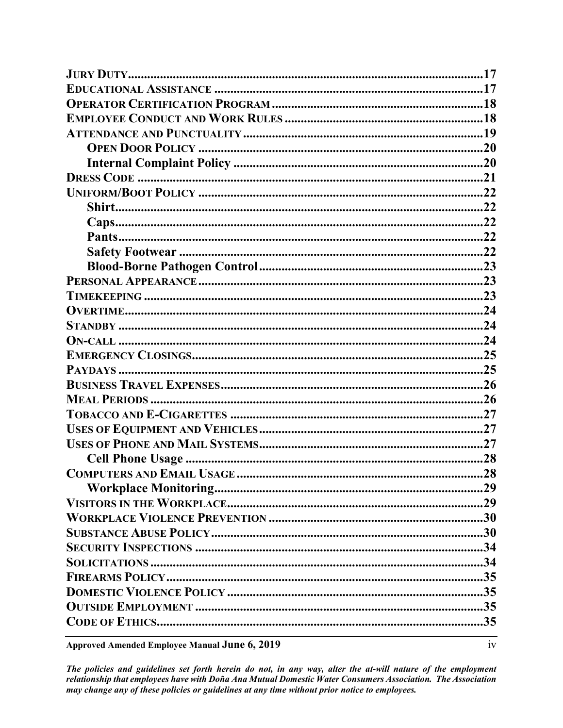**JURY DUTY** ......................................................................................................17
**EDUCATIONAL ASSISTANCE** ....................................................................................17
**OPERATOR CERTIFICATION PROGRAM** ....................................................................18
**EMPLOYEE CONDUCT AND WORK RULES** ..................................................................18
**ATTENDANCE AND PUNCTUALITY** ..............................................................................19
  **OPEN DOOR POLICY** ..........................................................................................20
  **Internal Complaint Policy** ...................................................................................20
**DRESS CODE** ..........................................................................................................21
**UNIFORM/BOOT POLICY** ..........................................................................................22
  **Shirt**......................................................................................................................22
  **Caps**......................................................................................................................22
  **Pants**.....................................................................................................................22
  **Safety Footwear** ....................................................................................................22
  **Blood-Borne Pathogen Control**.............................................................................23
**PERSONAL APPEARANCE**..........................................................................................23
**TIMEKEEPING** .........................................................................................................23
**OVERTIME**...............................................................................................................24
**STANDBY** ................................................................................................................24
**ON-CALL** .................................................................................................................24
**EMERGENCY CLOSINGS**...........................................................................................25
**PAYDAYS** .................................................................................................................25
**BUSINESS TRAVEL EXPENSES**...................................................................................26
**MEAL PERIODS** ........................................................................................................26
**TOBACCO AND E-CIGARETTES** .................................................................................27
**USES OF EQUIPMENT AND VEHICLES**.........................................................................27
**USES OF PHONE AND MAIL SYSTEMS**........................................................................27
  **Cell Phone Usage** ..................................................................................................28
**COMPUTERS AND EMAIL USAGE** ...............................................................................28
  **Workplace Monitoring**...........................................................................................29
**VISITORS IN THE WORKPLACE**...................................................................................29
**WORKPLACE VIOLENCE PREVENTION** ........................................................................30
**SUBSTANCE ABUSE POLICY**........................................................................................30
**SECURITY INSPECTIONS** ............................................................................................34
**SOLICITATIONS** ..........................................................................................................34
**FIREARMS POLICY**......................................................................................................35
**DOMESTIC VIOLENCE POLICY** ....................................................................................35
**OUTSIDE EMPLOYMENT** ..............................................................................................35
**CODE OF ETHICS**..........................................................................................................35

**Approved Amended Employee Manual June 6, 2019**

***The policies and guidelines set forth herein do not, in any way, alter the at-will nature of the employment relationship that employees have with Doña Ana Mutual Domestic Water Consumers Association. The Association may change any of these policies or guidelines at any time without prior notice to employees.***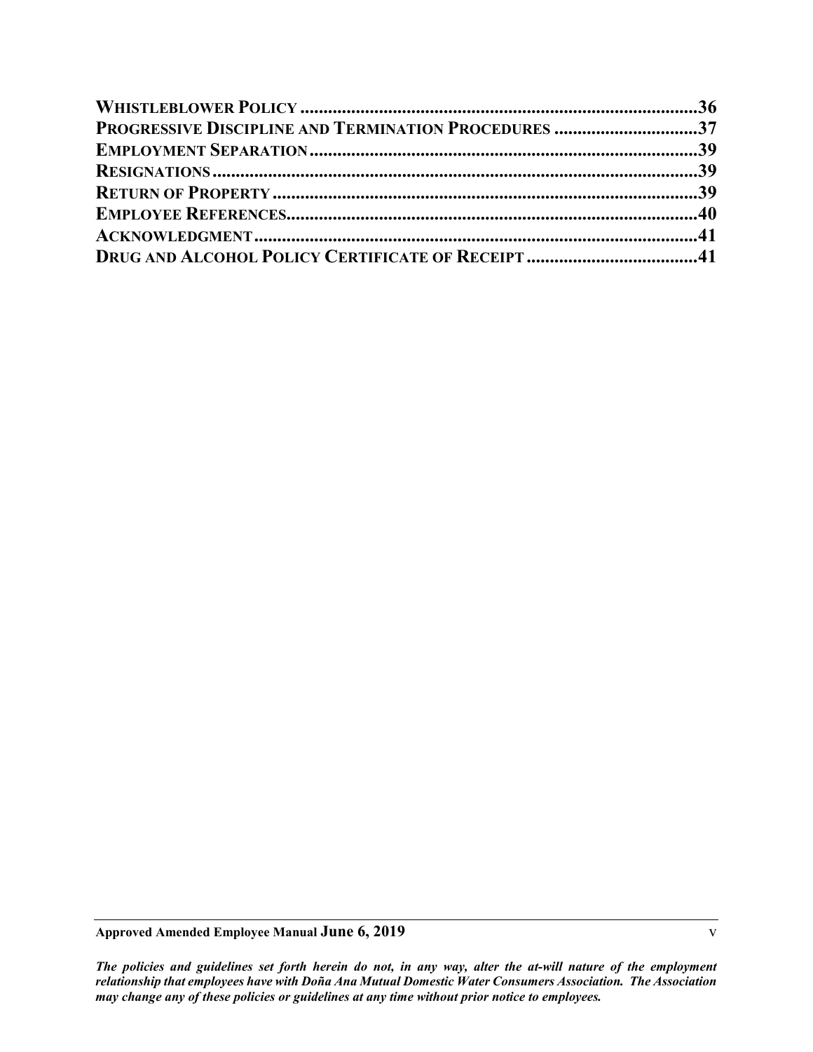**Whistleblower Policy** .......................................................................................36
**Progressive Discipline and Termination Procedures** ...............................37
**Employment Separation** ..................................................................................39
**Resignations** .......................................................................................................39
**Return of Property** ...........................................................................................39
**Employee References** .......................................................................................40
**Acknowledgment** ..............................................................................................41
**Drug and Alcohol Policy Certificate of Receipt** .....................................41

**Approved Amended Employee Manual June 6, 2019**

***The policies and guidelines set forth herein do not, in any way, alter the at-will nature of the employment relationship that employees have with Doña Ana Mutual Domestic Water Consumers Association. The Association may change any of these policies or guidelines at any time without prior notice to employees.***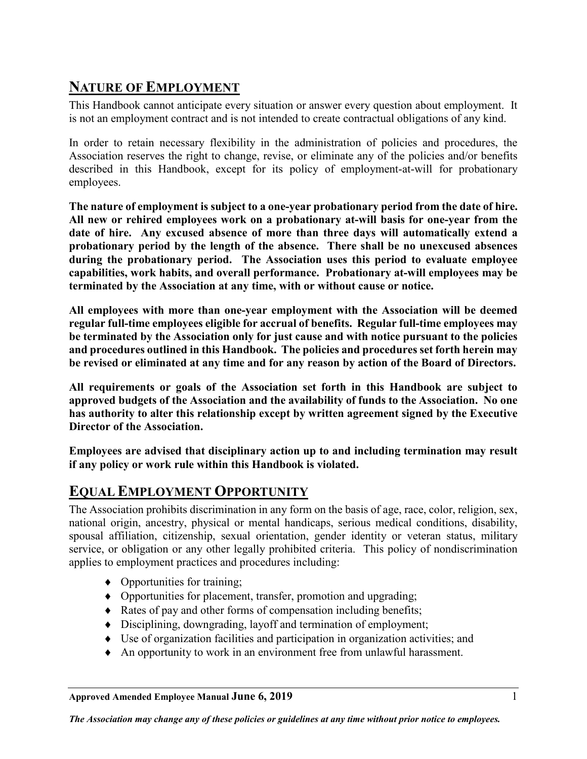## NATURE OF EMPLOYMENT

This Handbook cannot anticipate every situation or answer every question about employment. It is not an employment contract and is not intended to create contractual obligations of any kind.

In order to retain necessary flexibility in the administration of policies and procedures, the Association reserves the right to change, revise, or eliminate any of the policies and/or benefits described in this Handbook, except for its policy of employment-at-will for probationary employees.

**The nature of employment is subject to a one-year probationary period from the date of hire. All new or rehired employees work on a probationary at-will basis for one-year from the date of hire. Any excused absence of more than three days will automatically extend a probationary period by the length of the absence. There shall be no unexcused absences during the probationary period. The Association uses this period to evaluate employee capabilities, work habits, and overall performance. Probationary at-will employees may be terminated by the Association at any time, with or without cause or notice.**

**All employees with more than one-year employment with the Association will be deemed regular full-time employees eligible for accrual of benefits. Regular full-time employees may be terminated by the Association only for just cause and with notice pursuant to the policies and procedures outlined in this Handbook. The policies and procedures set forth herein may be revised or eliminated at any time and for any reason by action of the Board of Directors.**

**All requirements or goals of the Association set forth in this Handbook are subject to approved budgets of the Association and the availability of funds to the Association. No one has authority to alter this relationship except by written agreement signed by the Executive Director of the Association.**

**Employees are advised that disciplinary action up to and including termination may result if any policy or work rule within this Handbook is violated.**

## EQUAL EMPLOYMENT OPPORTUNITY

The Association prohibits discrimination in any form on the basis of age, race, color, religion, sex, national origin, ancestry, physical or mental handicaps, serious medical conditions, disability, spousal affiliation, citizenship, sexual orientation, gender identity or veteran status, military service, or obligation or any other legally prohibited criteria. This policy of nondiscrimination applies to employment practices and procedures including:

- Opportunities for training;
- Opportunities for placement, transfer, promotion and upgrading;
- Rates of pay and other forms of compensation including benefits;
- Disciplining, downgrading, layoff and termination of employment;
- Use of organization facilities and participation in organization activities; and
- An opportunity to work in an environment free from unlawful harassment.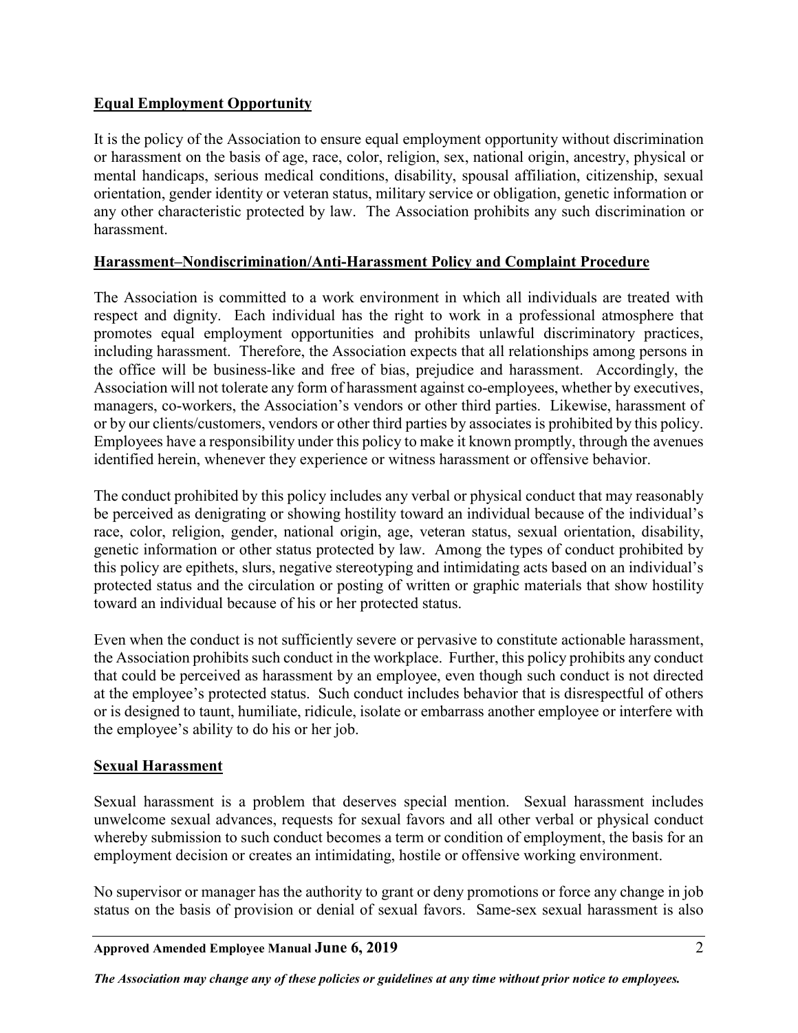## Equal Employment Opportunity

It is the policy of the Association to ensure equal employment opportunity without discrimination or harassment on the basis of age, race, color, religion, sex, national origin, ancestry, physical or mental handicaps, serious medical conditions, disability, spousal affiliation, citizenship, sexual orientation, gender identity or veteran status, military service or obligation, genetic information or any other characteristic protected by law. The Association prohibits any such discrimination or harassment.

## Harassment–Nondiscrimination/Anti-Harassment Policy and Complaint Procedure

The Association is committed to a work environment in which all individuals are treated with respect and dignity. Each individual has the right to work in a professional atmosphere that promotes equal employment opportunities and prohibits unlawful discriminatory practices, including harassment. Therefore, the Association expects that all relationships among persons in the office will be business-like and free of bias, prejudice and harassment. Accordingly, the Association will not tolerate any form of harassment against co-employees, whether by executives, managers, co-workers, the Association's vendors or other third parties. Likewise, harassment of or by our clients/customers, vendors or other third parties by associates is prohibited by this policy. Employees have a responsibility under this policy to make it known promptly, through the avenues identified herein, whenever they experience or witness harassment or offensive behavior.

The conduct prohibited by this policy includes any verbal or physical conduct that may reasonably be perceived as denigrating or showing hostility toward an individual because of the individual's race, color, religion, gender, national origin, age, veteran status, sexual orientation, disability, genetic information or other status protected by law. Among the types of conduct prohibited by this policy are epithets, slurs, negative stereotyping and intimidating acts based on an individual's protected status and the circulation or posting of written or graphic materials that show hostility toward an individual because of his or her protected status.

Even when the conduct is not sufficiently severe or pervasive to constitute actionable harassment, the Association prohibits such conduct in the workplace. Further, this policy prohibits any conduct that could be perceived as harassment by an employee, even though such conduct is not directed at the employee's protected status. Such conduct includes behavior that is disrespectful of others or is designed to taunt, humiliate, ridicule, isolate or embarrass another employee or interfere with the employee's ability to do his or her job.

## Sexual Harassment

Sexual harassment is a problem that deserves special mention. Sexual harassment includes unwelcome sexual advances, requests for sexual favors and all other verbal or physical conduct whereby submission to such conduct becomes a term or condition of employment, the basis for an employment decision or creates an intimidating, hostile or offensive working environment.

No supervisor or manager has the authority to grant or deny promotions or force any change in job status on the basis of provision or denial of sexual favors. Same-sex sexual harassment is also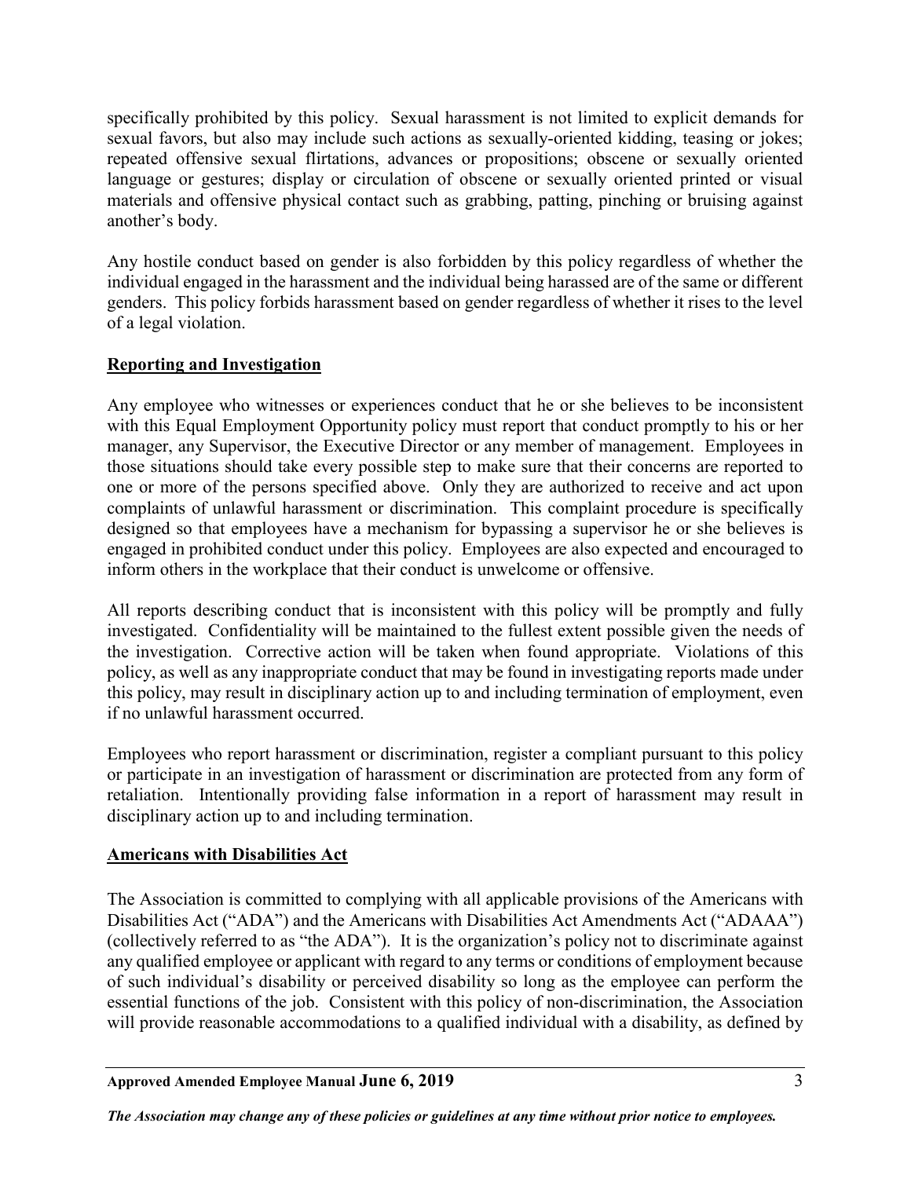specifically prohibited by this policy. Sexual harassment is not limited to explicit demands for sexual favors, but also may include such actions as sexually-oriented kidding, teasing or jokes; repeated offensive sexual flirtations, advances or propositions; obscene or sexually oriented language or gestures; display or circulation of obscene or sexually oriented printed or visual materials and offensive physical contact such as grabbing, patting, pinching or bruising against another's body.

Any hostile conduct based on gender is also forbidden by this policy regardless of whether the individual engaged in the harassment and the individual being harassed are of the same or different genders. This policy forbids harassment based on gender regardless of whether it rises to the level of a legal violation.

## Reporting and Investigation

Any employee who witnesses or experiences conduct that he or she believes to be inconsistent with this Equal Employment Opportunity policy must report that conduct promptly to his or her manager, any Supervisor, the Executive Director or any member of management. Employees in those situations should take every possible step to make sure that their concerns are reported to one or more of the persons specified above. Only they are authorized to receive and act upon complaints of unlawful harassment or discrimination. This complaint procedure is specifically designed so that employees have a mechanism for bypassing a supervisor he or she believes is engaged in prohibited conduct under this policy. Employees are also expected and encouraged to inform others in the workplace that their conduct is unwelcome or offensive.

All reports describing conduct that is inconsistent with this policy will be promptly and fully investigated. Confidentiality will be maintained to the fullest extent possible given the needs of the investigation. Corrective action will be taken when found appropriate. Violations of this policy, as well as any inappropriate conduct that may be found in investigating reports made under this policy, may result in disciplinary action up to and including termination of employment, even if no unlawful harassment occurred.

Employees who report harassment or discrimination, register a compliant pursuant to this policy or participate in an investigation of harassment or discrimination are protected from any form of retaliation. Intentionally providing false information in a report of harassment may result in disciplinary action up to and including termination.

## Americans with Disabilities Act

The Association is committed to complying with all applicable provisions of the Americans with Disabilities Act ("ADA") and the Americans with Disabilities Act Amendments Act ("ADAAA") (collectively referred to as "the ADA"). It is the organization's policy not to discriminate against any qualified employee or applicant with regard to any terms or conditions of employment because of such individual's disability or perceived disability so long as the employee can perform the essential functions of the job. Consistent with this policy of non-discrimination, the Association will provide reasonable accommodations to a qualified individual with a disability, as defined by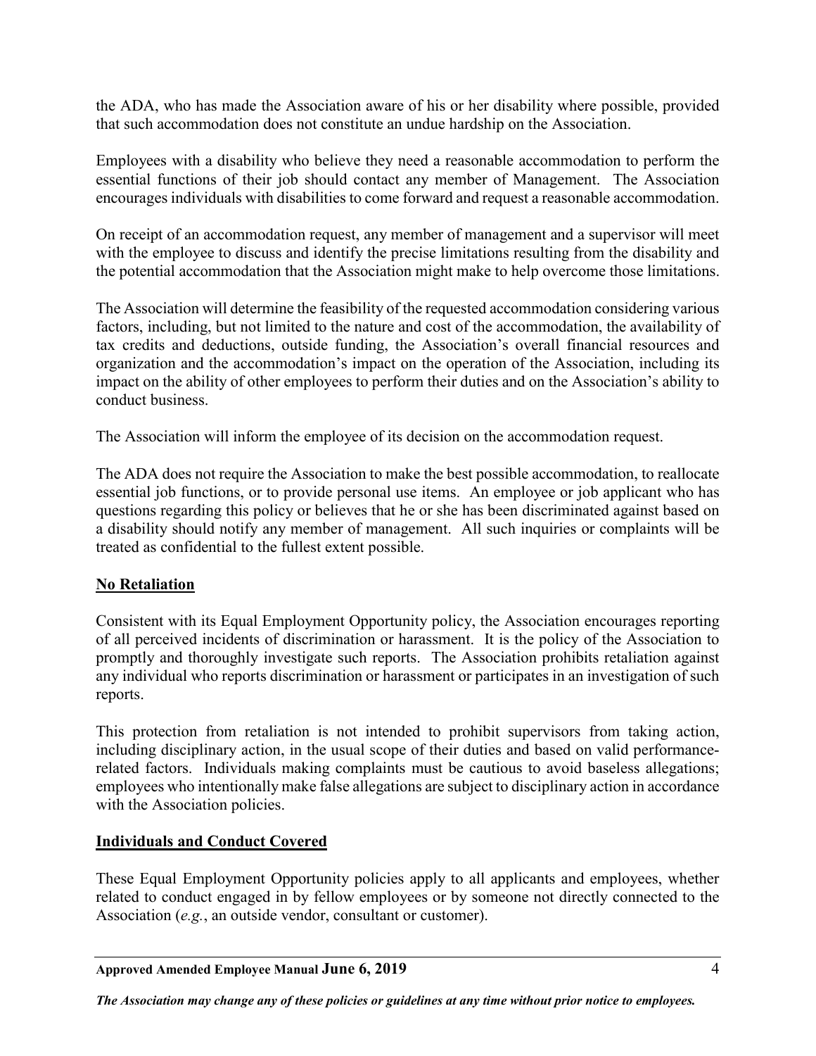the ADA, who has made the Association aware of his or her disability where possible, provided that such accommodation does not constitute an undue hardship on the Association.

Employees with a disability who believe they need a reasonable accommodation to perform the essential functions of their job should contact any member of Management. The Association encourages individuals with disabilities to come forward and request a reasonable accommodation.

On receipt of an accommodation request, any member of management and a supervisor will meet with the employee to discuss and identify the precise limitations resulting from the disability and the potential accommodation that the Association might make to help overcome those limitations.

The Association will determine the feasibility of the requested accommodation considering various factors, including, but not limited to the nature and cost of the accommodation, the availability of tax credits and deductions, outside funding, the Association's overall financial resources and organization and the accommodation's impact on the operation of the Association, including its impact on the ability of other employees to perform their duties and on the Association's ability to conduct business.

The Association will inform the employee of its decision on the accommodation request.

The ADA does not require the Association to make the best possible accommodation, to reallocate essential job functions, or to provide personal use items. An employee or job applicant who has questions regarding this policy or believes that he or she has been discriminated against based on a disability should notify any member of management. All such inquiries or complaints will be treated as confidential to the fullest extent possible.

## No Retaliation

Consistent with its Equal Employment Opportunity policy, the Association encourages reporting of all perceived incidents of discrimination or harassment. It is the policy of the Association to promptly and thoroughly investigate such reports. The Association prohibits retaliation against any individual who reports discrimination or harassment or participates in an investigation of such reports.

This protection from retaliation is not intended to prohibit supervisors from taking action, including disciplinary action, in the usual scope of their duties and based on valid performance-related factors. Individuals making complaints must be cautious to avoid baseless allegations; employees who intentionally make false allegations are subject to disciplinary action in accordance with the Association policies.

## Individuals and Conduct Covered

These Equal Employment Opportunity policies apply to all applicants and employees, whether related to conduct engaged in by fellow employees or by someone not directly connected to the Association (*e.g.*, an outside vendor, consultant or customer).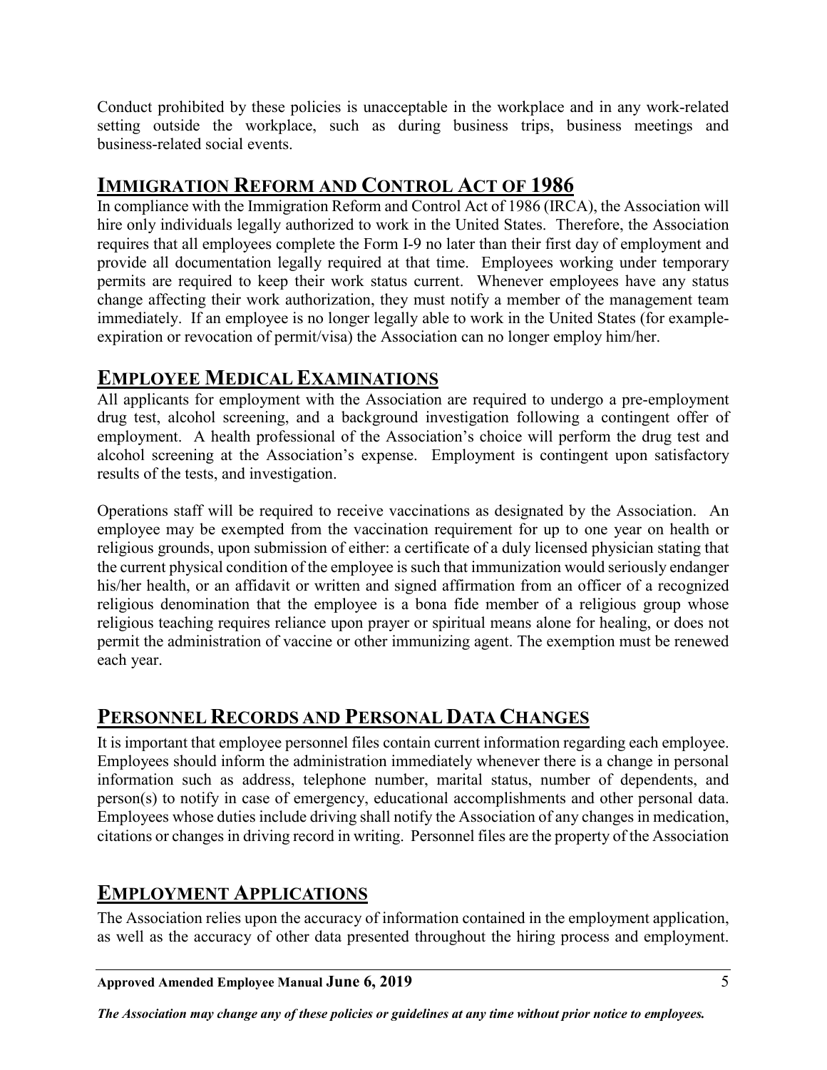Conduct prohibited by these policies is unacceptable in the workplace and in any work-related setting outside the workplace, such as during business trips, business meetings and business-related social events.

## IMMIGRATION REFORM AND CONTROL ACT OF 1986

In compliance with the Immigration Reform and Control Act of 1986 (IRCA), the Association will hire only individuals legally authorized to work in the United States. Therefore, the Association requires that all employees complete the Form I-9 no later than their first day of employment and provide all documentation legally required at that time. Employees working under temporary permits are required to keep their work status current. Whenever employees have any status change affecting their work authorization, they must notify a member of the management team immediately. If an employee is no longer legally able to work in the United States (for example-expiration or revocation of permit/visa) the Association can no longer employ him/her.

## EMPLOYEE MEDICAL EXAMINATIONS

All applicants for employment with the Association are required to undergo a pre-employment drug test, alcohol screening, and a background investigation following a contingent offer of employment. A health professional of the Association's choice will perform the drug test and alcohol screening at the Association's expense. Employment is contingent upon satisfactory results of the tests, and investigation.

Operations staff will be required to receive vaccinations as designated by the Association. An employee may be exempted from the vaccination requirement for up to one year on health or religious grounds, upon submission of either: a certificate of a duly licensed physician stating that the current physical condition of the employee is such that immunization would seriously endanger his/her health, or an affidavit or written and signed affirmation from an officer of a recognized religious denomination that the employee is a bona fide member of a religious group whose religious teaching requires reliance upon prayer or spiritual means alone for healing, or does not permit the administration of vaccine or other immunizing agent. The exemption must be renewed each year.

## PERSONNEL RECORDS AND PERSONAL DATA CHANGES

It is important that employee personnel files contain current information regarding each employee. Employees should inform the administration immediately whenever there is a change in personal information such as address, telephone number, marital status, number of dependents, and person(s) to notify in case of emergency, educational accomplishments and other personal data. Employees whose duties include driving shall notify the Association of any changes in medication, citations or changes in driving record in writing. Personnel files are the property of the Association

## EMPLOYMENT APPLICATIONS

The Association relies upon the accuracy of information contained in the employment application, as well as the accuracy of other data presented throughout the hiring process and employment.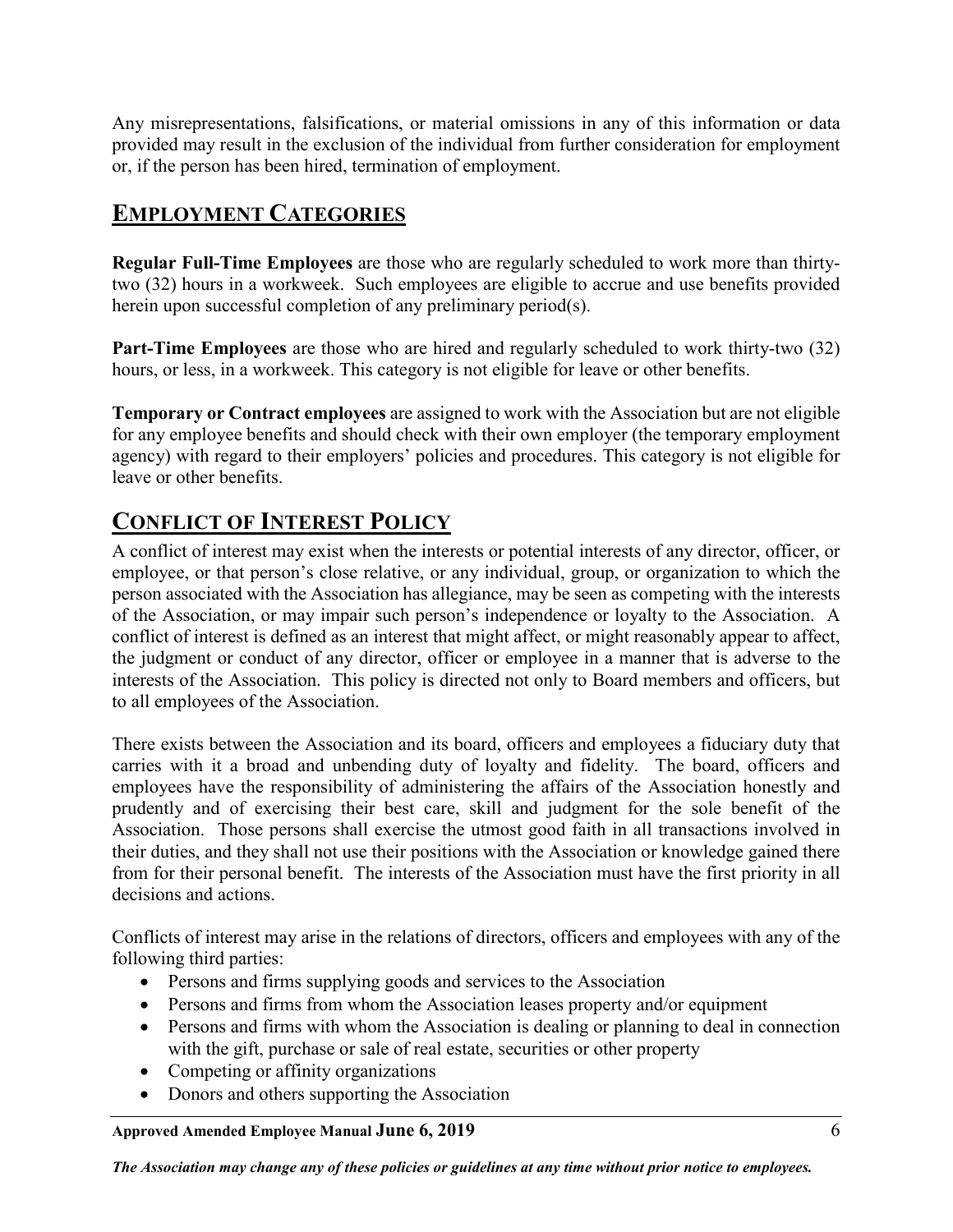Any misrepresentations, falsifications, or material omissions in any of this information or data provided may result in the exclusion of the individual from further consideration for employment or, if the person has been hired, termination of employment.

## EMPLOYMENT CATEGORIES

**Regular Full-Time Employees** are those who are regularly scheduled to work more than thirty-two (32) hours in a workweek. Such employees are eligible to accrue and use benefits provided herein upon successful completion of any preliminary period(s).

**Part-Time Employees** are those who are hired and regularly scheduled to work thirty-two (32) hours, or less, in a workweek. This category is not eligible for leave or other benefits.

**Temporary or Contract employees** are assigned to work with the Association but are not eligible for any employee benefits and should check with their own employer (the temporary employment agency) with regard to their employers' policies and procedures. This category is not eligible for leave or other benefits.

## CONFLICT OF INTEREST POLICY

A conflict of interest may exist when the interests or potential interests of any director, officer, or employee, or that person's close relative, or any individual, group, or organization to which the person associated with the Association has allegiance, may be seen as competing with the interests of the Association, or may impair such person's independence or loyalty to the Association. A conflict of interest is defined as an interest that might affect, or might reasonably appear to affect, the judgment or conduct of any director, officer or employee in a manner that is adverse to the interests of the Association. This policy is directed not only to Board members and officers, but to all employees of the Association.

There exists between the Association and its board, officers and employees a fiduciary duty that carries with it a broad and unbending duty of loyalty and fidelity. The board, officers and employees have the responsibility of administering the affairs of the Association honestly and prudently and of exercising their best care, skill and judgment for the sole benefit of the Association. Those persons shall exercise the utmost good faith in all transactions involved in their duties, and they shall not use their positions with the Association or knowledge gained there from for their personal benefit. The interests of the Association must have the first priority in all decisions and actions.

Conflicts of interest may arise in the relations of directors, officers and employees with any of the following third parties:

- Persons and firms supplying goods and services to the Association
- Persons and firms from whom the Association leases property and/or equipment
- Persons and firms with whom the Association is dealing or planning to deal in connection with the gift, purchase or sale of real estate, securities or other property
- Competing or affinity organizations
- Donors and others supporting the Association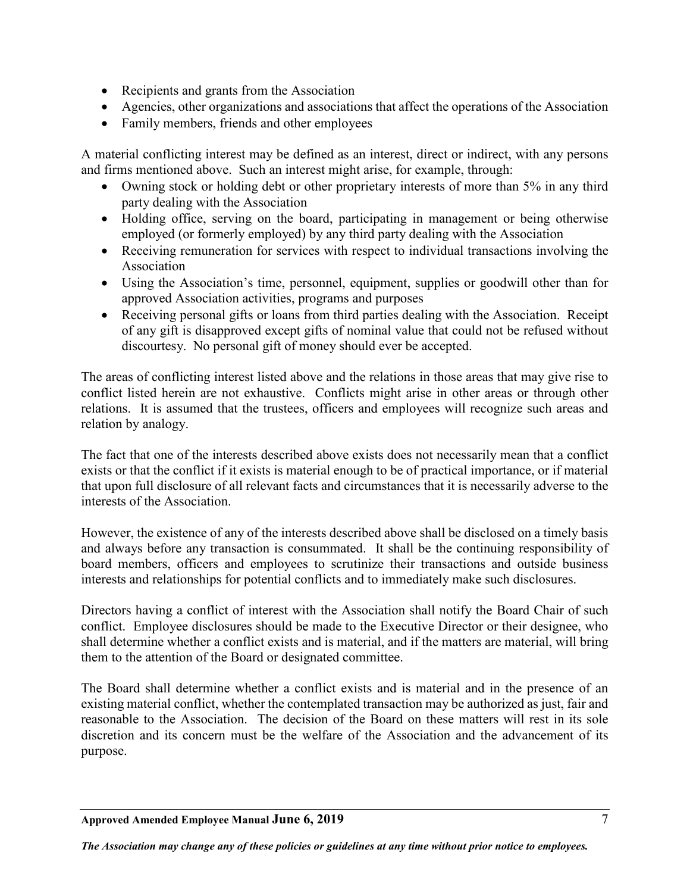- Recipients and grants from the Association
- Agencies, other organizations and associations that affect the operations of the Association
- Family members, friends and other employees

A material conflicting interest may be defined as an interest, direct or indirect, with any persons and firms mentioned above. Such an interest might arise, for example, through:

- Owning stock or holding debt or other proprietary interests of more than 5% in any third party dealing with the Association
- Holding office, serving on the board, participating in management or being otherwise employed (or formerly employed) by any third party dealing with the Association
- Receiving remuneration for services with respect to individual transactions involving the Association
- Using the Association's time, personnel, equipment, supplies or goodwill other than for approved Association activities, programs and purposes
- Receiving personal gifts or loans from third parties dealing with the Association. Receipt of any gift is disapproved except gifts of nominal value that could not be refused without discourtesy. No personal gift of money should ever be accepted.

The areas of conflicting interest listed above and the relations in those areas that may give rise to conflict listed herein are not exhaustive. Conflicts might arise in other areas or through other relations. It is assumed that the trustees, officers and employees will recognize such areas and relation by analogy.

The fact that one of the interests described above exists does not necessarily mean that a conflict exists or that the conflict if it exists is material enough to be of practical importance, or if material that upon full disclosure of all relevant facts and circumstances that it is necessarily adverse to the interests of the Association.

However, the existence of any of the interests described above shall be disclosed on a timely basis and always before any transaction is consummated. It shall be the continuing responsibility of board members, officers and employees to scrutinize their transactions and outside business interests and relationships for potential conflicts and to immediately make such disclosures.

Directors having a conflict of interest with the Association shall notify the Board Chair of such conflict. Employee disclosures should be made to the Executive Director or their designee, who shall determine whether a conflict exists and is material, and if the matters are material, will bring them to the attention of the Board or designated committee.

The Board shall determine whether a conflict exists and is material and in the presence of an existing material conflict, whether the contemplated transaction may be authorized as just, fair and reasonable to the Association. The decision of the Board on these matters will rest in its sole discretion and its concern must be the welfare of the Association and the advancement of its purpose.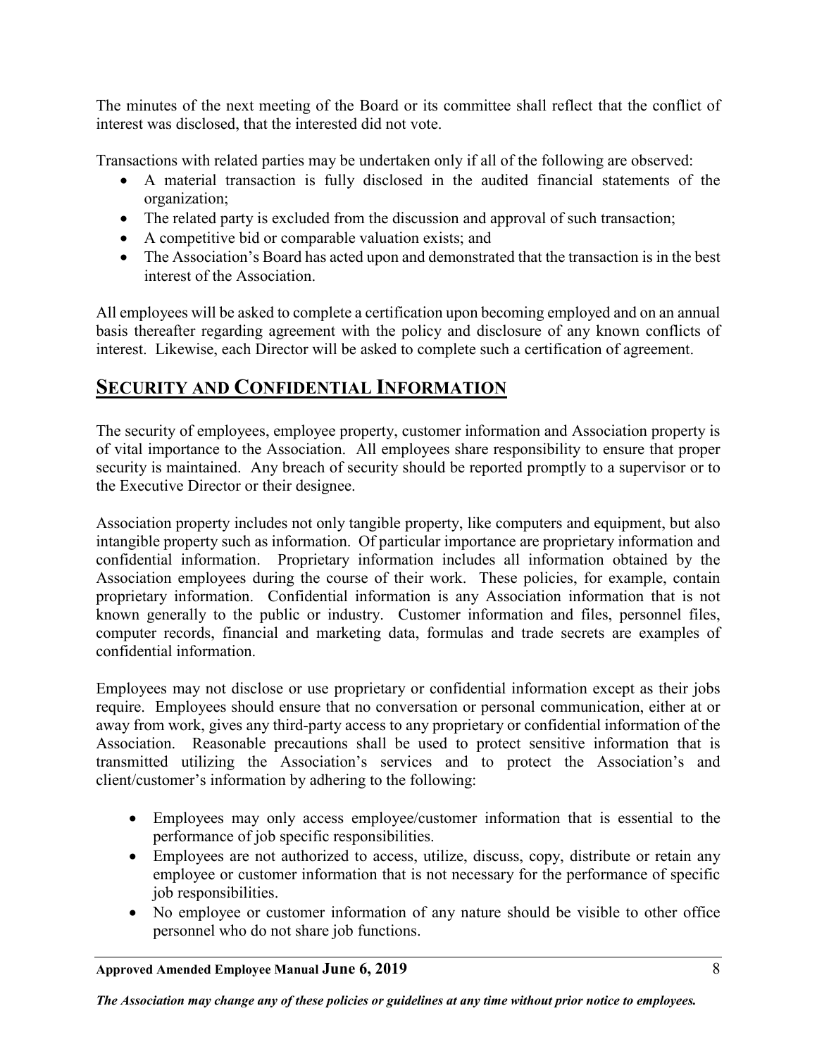The minutes of the next meeting of the Board or its committee shall reflect that the conflict of interest was disclosed, that the interested did not vote.

Transactions with related parties may be undertaken only if all of the following are observed:

- A material transaction is fully disclosed in the audited financial statements of the organization;
- The related party is excluded from the discussion and approval of such transaction;
- A competitive bid or comparable valuation exists; and
- The Association's Board has acted upon and demonstrated that the transaction is in the best interest of the Association.

All employees will be asked to complete a certification upon becoming employed and on an annual basis thereafter regarding agreement with the policy and disclosure of any known conflicts of interest. Likewise, each Director will be asked to complete such a certification of agreement.

## SECURITY AND CONFIDENTIAL INFORMATION

The security of employees, employee property, customer information and Association property is of vital importance to the Association. All employees share responsibility to ensure that proper security is maintained. Any breach of security should be reported promptly to a supervisor or to the Executive Director or their designee.

Association property includes not only tangible property, like computers and equipment, but also intangible property such as information. Of particular importance are proprietary information and confidential information. Proprietary information includes all information obtained by the Association employees during the course of their work. These policies, for example, contain proprietary information. Confidential information is any Association information that is not known generally to the public or industry. Customer information and files, personnel files, computer records, financial and marketing data, formulas and trade secrets are examples of confidential information.

Employees may not disclose or use proprietary or confidential information except as their jobs require. Employees should ensure that no conversation or personal communication, either at or away from work, gives any third-party access to any proprietary or confidential information of the Association. Reasonable precautions shall be used to protect sensitive information that is transmitted utilizing the Association's services and to protect the Association's and client/customer's information by adhering to the following:

- Employees may only access employee/customer information that is essential to the performance of job specific responsibilities.
- Employees are not authorized to access, utilize, discuss, copy, distribute or retain any employee or customer information that is not necessary for the performance of specific job responsibilities.
- No employee or customer information of any nature should be visible to other office personnel who do not share job functions.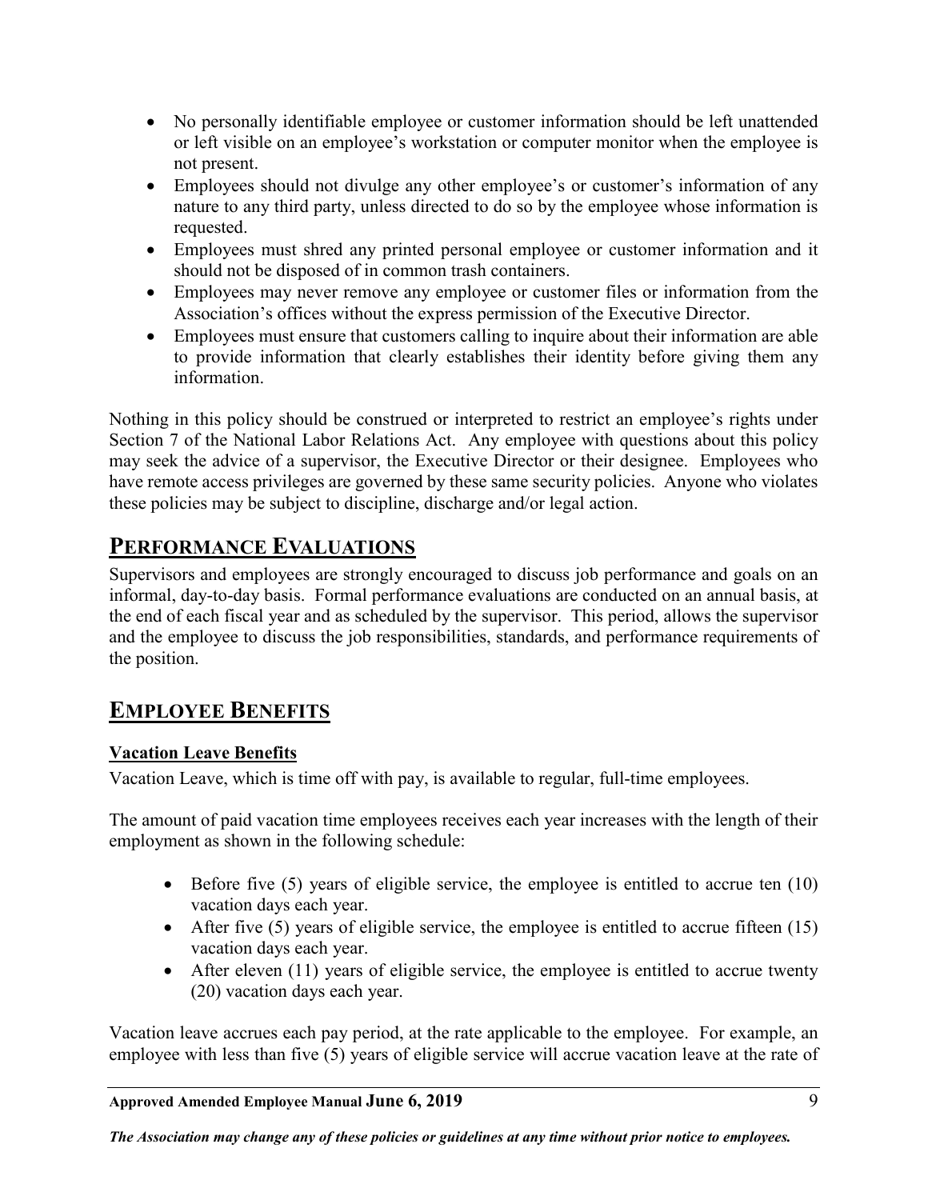- No personally identifiable employee or customer information should be left unattended or left visible on an employee's workstation or computer monitor when the employee is not present.
- Employees should not divulge any other employee's or customer's information of any nature to any third party, unless directed to do so by the employee whose information is requested.
- Employees must shred any printed personal employee or customer information and it should not be disposed of in common trash containers.
- Employees may never remove any employee or customer files or information from the Association's offices without the express permission of the Executive Director.
- Employees must ensure that customers calling to inquire about their information are able to provide information that clearly establishes their identity before giving them any information.

Nothing in this policy should be construed or interpreted to restrict an employee's rights under Section 7 of the National Labor Relations Act. Any employee with questions about this policy may seek the advice of a supervisor, the Executive Director or their designee. Employees who have remote access privileges are governed by these same security policies. Anyone who violates these policies may be subject to discipline, discharge and/or legal action.

## PERFORMANCE EVALUATIONS

Supervisors and employees are strongly encouraged to discuss job performance and goals on an informal, day-to-day basis. Formal performance evaluations are conducted on an annual basis, at the end of each fiscal year and as scheduled by the supervisor. This period, allows the supervisor and the employee to discuss the job responsibilities, standards, and performance requirements of the position.

## EMPLOYEE BENEFITS

### Vacation Leave Benefits

Vacation Leave, which is time off with pay, is available to regular, full-time employees.

The amount of paid vacation time employees receives each year increases with the length of their employment as shown in the following schedule:

- Before five (5) years of eligible service, the employee is entitled to accrue ten (10) vacation days each year.
- After five (5) years of eligible service, the employee is entitled to accrue fifteen (15) vacation days each year.
- After eleven (11) years of eligible service, the employee is entitled to accrue twenty (20) vacation days each year.

Vacation leave accrues each pay period, at the rate applicable to the employee. For example, an employee with less than five (5) years of eligible service will accrue vacation leave at the rate of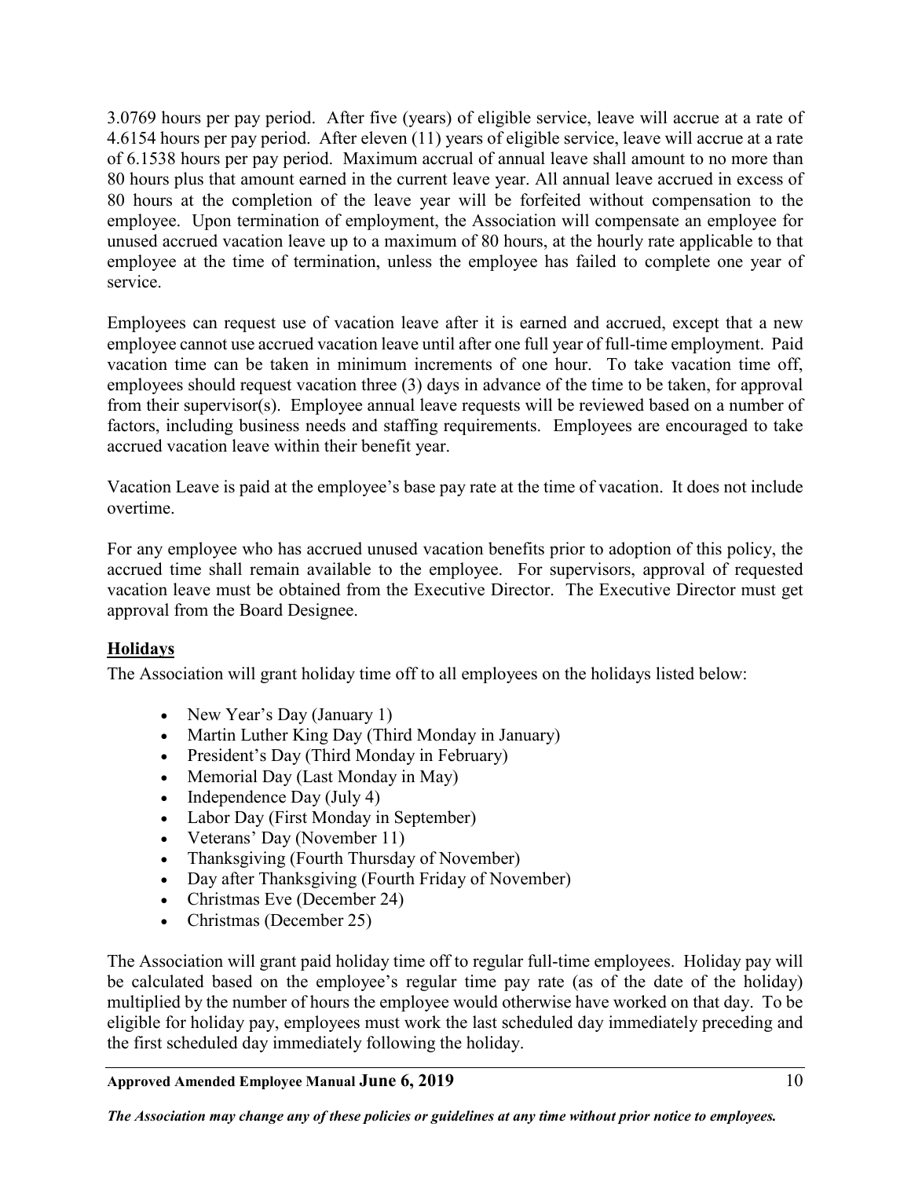3.0769 hours per pay period. After five (years) of eligible service, leave will accrue at a rate of 4.6154 hours per pay period. After eleven (11) years of eligible service, leave will accrue at a rate of 6.1538 hours per pay period. Maximum accrual of annual leave shall amount to no more than 80 hours plus that amount earned in the current leave year. All annual leave accrued in excess of 80 hours at the completion of the leave year will be forfeited without compensation to the employee. Upon termination of employment, the Association will compensate an employee for unused accrued vacation leave up to a maximum of 80 hours, at the hourly rate applicable to that employee at the time of termination, unless the employee has failed to complete one year of service.

Employees can request use of vacation leave after it is earned and accrued, except that a new employee cannot use accrued vacation leave until after one full year of full-time employment. Paid vacation time can be taken in minimum increments of one hour. To take vacation time off, employees should request vacation three (3) days in advance of the time to be taken, for approval from their supervisor(s). Employee annual leave requests will be reviewed based on a number of factors, including business needs and staffing requirements. Employees are encouraged to take accrued vacation leave within their benefit year.

Vacation Leave is paid at the employee's base pay rate at the time of vacation. It does not include overtime.

For any employee who has accrued unused vacation benefits prior to adoption of this policy, the accrued time shall remain available to the employee. For supervisors, approval of requested vacation leave must be obtained from the Executive Director. The Executive Director must get approval from the Board Designee.

## Holidays

The Association will grant holiday time off to all employees on the holidays listed below:

- New Year's Day (January 1)
- Martin Luther King Day (Third Monday in January)
- President's Day (Third Monday in February)
- Memorial Day (Last Monday in May)
- Independence Day (July 4)
- Labor Day (First Monday in September)
- Veterans' Day (November 11)
- Thanksgiving (Fourth Thursday of November)
- Day after Thanksgiving (Fourth Friday of November)
- Christmas Eve (December 24)
- Christmas (December 25)

The Association will grant paid holiday time off to regular full-time employees. Holiday pay will be calculated based on the employee's regular time pay rate (as of the date of the holiday) multiplied by the number of hours the employee would otherwise have worked on that day. To be eligible for holiday pay, employees must work the last scheduled day immediately preceding and the first scheduled day immediately following the holiday.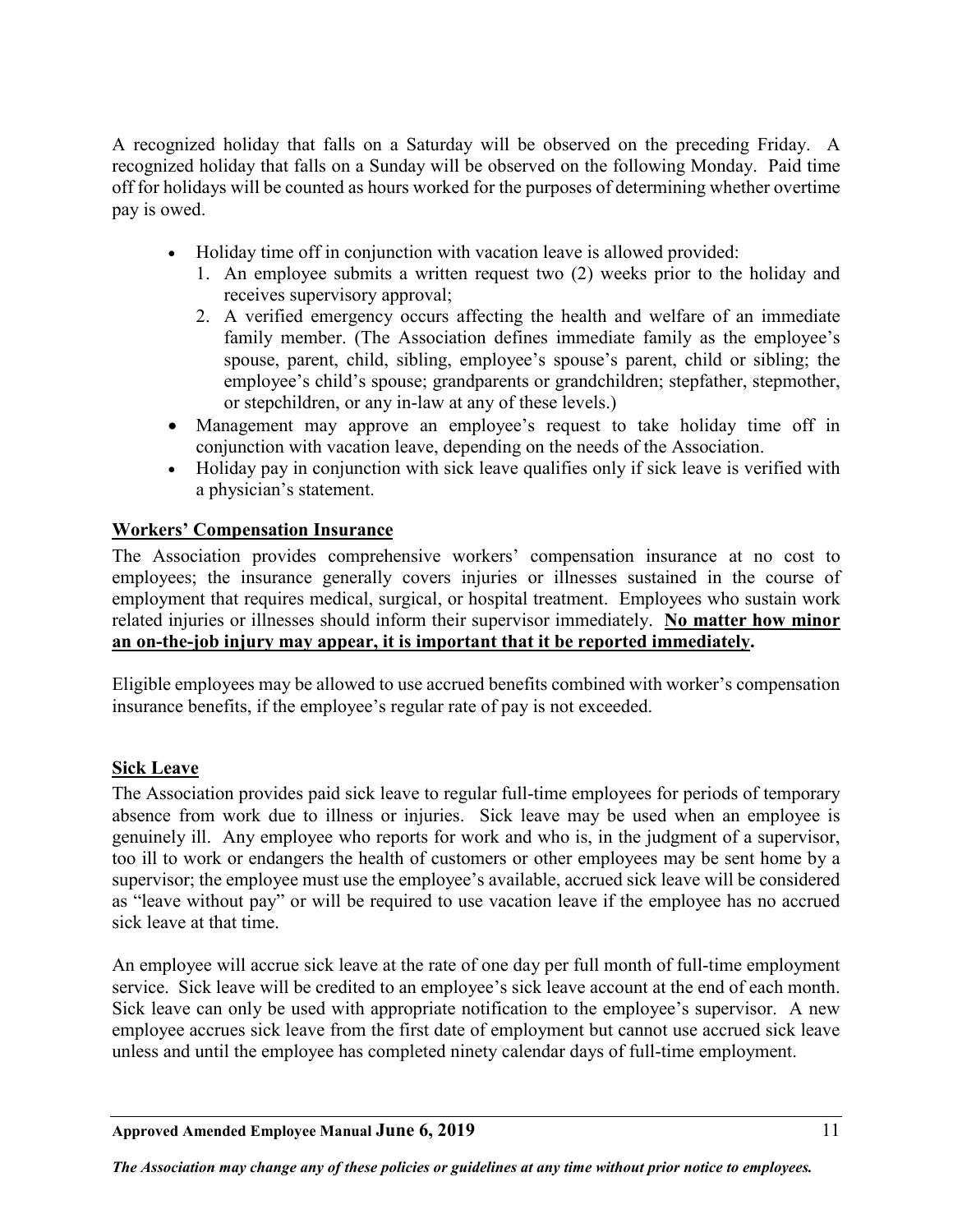A recognized holiday that falls on a Saturday will be observed on the preceding Friday. A recognized holiday that falls on a Sunday will be observed on the following Monday. Paid time off for holidays will be counted as hours worked for the purposes of determining whether overtime pay is owed.

- Holiday time off in conjunction with vacation leave is allowed provided:
  1. An employee submits a written request two (2) weeks prior to the holiday and receives supervisory approval;
  2. A verified emergency occurs affecting the health and welfare of an immediate family member. (The Association defines immediate family as the employee's spouse, parent, child, sibling, employee's spouse's parent, child or sibling; the employee's child's spouse; grandparents or grandchildren; stepfather, stepmother, or stepchildren, or any in-law at any of these levels.)
- Management may approve an employee's request to take holiday time off in conjunction with vacation leave, depending on the needs of the Association.
- Holiday pay in conjunction with sick leave qualifies only if sick leave is verified with a physician's statement.

## Workers' Compensation Insurance

The Association provides comprehensive workers' compensation insurance at no cost to employees; the insurance generally covers injuries or illnesses sustained in the course of employment that requires medical, surgical, or hospital treatment. Employees who sustain work related injuries or illnesses should inform their supervisor immediately. **No matter how minor an on-the-job injury may appear, it is important that it be reported immediately.**

Eligible employees may be allowed to use accrued benefits combined with worker's compensation insurance benefits, if the employee's regular rate of pay is not exceeded.

## Sick Leave

The Association provides paid sick leave to regular full-time employees for periods of temporary absence from work due to illness or injuries. Sick leave may be used when an employee is genuinely ill. Any employee who reports for work and who is, in the judgment of a supervisor, too ill to work or endangers the health of customers or other employees may be sent home by a supervisor; the employee must use the employee's available, accrued sick leave will be considered as "leave without pay" or will be required to use vacation leave if the employee has no accrued sick leave at that time.

An employee will accrue sick leave at the rate of one day per full month of full-time employment service. Sick leave will be credited to an employee's sick leave account at the end of each month. Sick leave can only be used with appropriate notification to the employee's supervisor. A new employee accrues sick leave from the first date of employment but cannot use accrued sick leave unless and until the employee has completed ninety calendar days of full-time employment.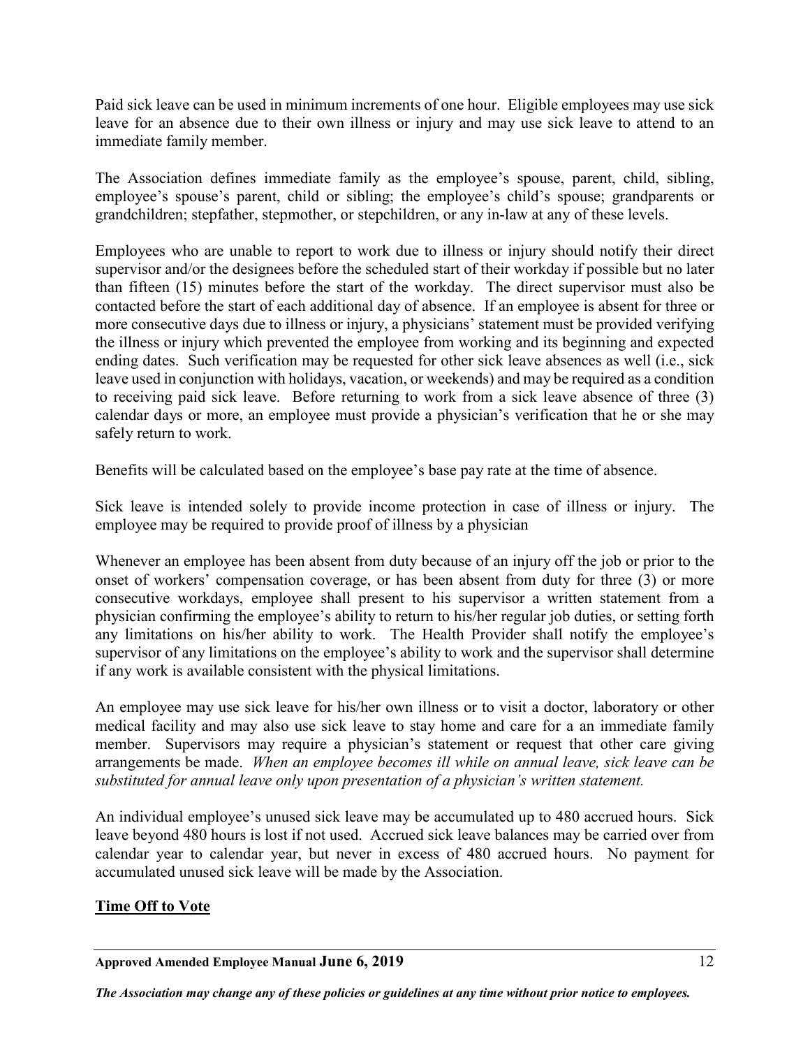Paid sick leave can be used in minimum increments of one hour. Eligible employees may use sick leave for an absence due to their own illness or injury and may use sick leave to attend to an immediate family member.

The Association defines immediate family as the employee's spouse, parent, child, sibling, employee's spouse's parent, child or sibling; the employee's child's spouse; grandparents or grandchildren; stepfather, stepmother, or stepchildren, or any in-law at any of these levels.

Employees who are unable to report to work due to illness or injury should notify their direct supervisor and/or the designees before the scheduled start of their workday if possible but no later than fifteen (15) minutes before the start of the workday. The direct supervisor must also be contacted before the start of each additional day of absence. If an employee is absent for three or more consecutive days due to illness or injury, a physicians' statement must be provided verifying the illness or injury which prevented the employee from working and its beginning and expected ending dates. Such verification may be requested for other sick leave absences as well (i.e., sick leave used in conjunction with holidays, vacation, or weekends) and may be required as a condition to receiving paid sick leave. Before returning to work from a sick leave absence of three (3) calendar days or more, an employee must provide a physician's verification that he or she may safely return to work.

Benefits will be calculated based on the employee's base pay rate at the time of absence.

Sick leave is intended solely to provide income protection in case of illness or injury. The employee may be required to provide proof of illness by a physician

Whenever an employee has been absent from duty because of an injury off the job or prior to the onset of workers' compensation coverage, or has been absent from duty for three (3) or more consecutive workdays, employee shall present to his supervisor a written statement from a physician confirming the employee's ability to return to his/her regular job duties, or setting forth any limitations on his/her ability to work. The Health Provider shall notify the employee's supervisor of any limitations on the employee's ability to work and the supervisor shall determine if any work is available consistent with the physical limitations.

An employee may use sick leave for his/her own illness or to visit a doctor, laboratory or other medical facility and may also use sick leave to stay home and care for a an immediate family member. Supervisors may require a physician's statement or request that other care giving arrangements be made. *When an employee becomes ill while on annual leave, sick leave can be substituted for annual leave only upon presentation of a physician's written statement.*

An individual employee's unused sick leave may be accumulated up to 480 accrued hours. Sick leave beyond 480 hours is lost if not used. Accrued sick leave balances may be carried over from calendar year to calendar year, but never in excess of 480 accrued hours. No payment for accumulated unused sick leave will be made by the Association.

## Time Off to Vote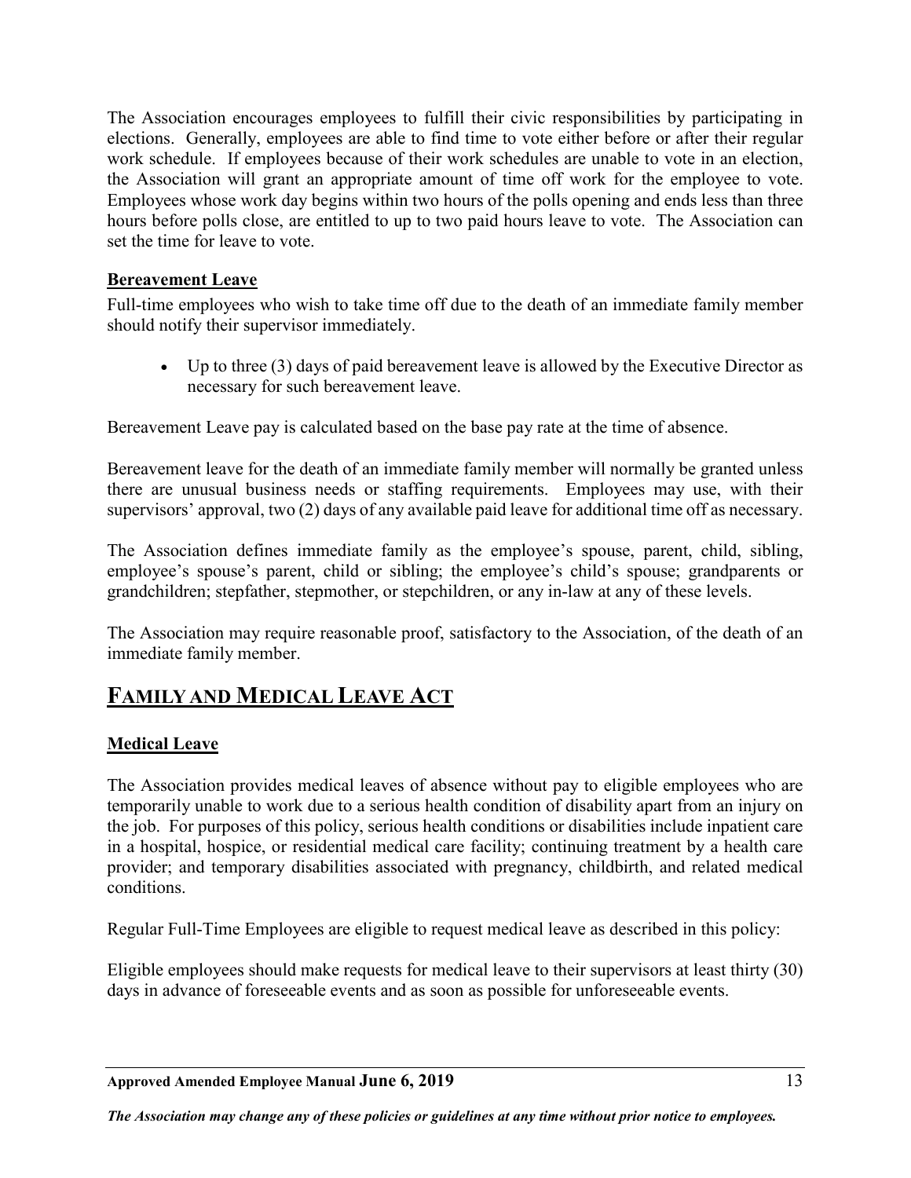The Association encourages employees to fulfill their civic responsibilities by participating in elections. Generally, employees are able to find time to vote either before or after their regular work schedule. If employees because of their work schedules are unable to vote in an election, the Association will grant an appropriate amount of time off work for the employee to vote. Employees whose work day begins within two hours of the polls opening and ends less than three hours before polls close, are entitled to up to two paid hours leave to vote. The Association can set the time for leave to vote.

### Bereavement Leave

Full-time employees who wish to take time off due to the death of an immediate family member should notify their supervisor immediately.

- Up to three (3) days of paid bereavement leave is allowed by the Executive Director as necessary for such bereavement leave.

Bereavement Leave pay is calculated based on the base pay rate at the time of absence.

Bereavement leave for the death of an immediate family member will normally be granted unless there are unusual business needs or staffing requirements. Employees may use, with their supervisors' approval, two (2) days of any available paid leave for additional time off as necessary.

The Association defines immediate family as the employee's spouse, parent, child, sibling, employee's spouse's parent, child or sibling; the employee's child's spouse; grandparents or grandchildren; stepfather, stepmother, or stepchildren, or any in-law at any of these levels.

The Association may require reasonable proof, satisfactory to the Association, of the death of an immediate family member.

## FAMILY AND MEDICAL LEAVE ACT

### Medical Leave

The Association provides medical leaves of absence without pay to eligible employees who are temporarily unable to work due to a serious health condition of disability apart from an injury on the job. For purposes of this policy, serious health conditions or disabilities include inpatient care in a hospital, hospice, or residential medical care facility; continuing treatment by a health care provider; and temporary disabilities associated with pregnancy, childbirth, and related medical conditions.

Regular Full-Time Employees are eligible to request medical leave as described in this policy:

Eligible employees should make requests for medical leave to their supervisors at least thirty (30) days in advance of foreseeable events and as soon as possible for unforeseeable events.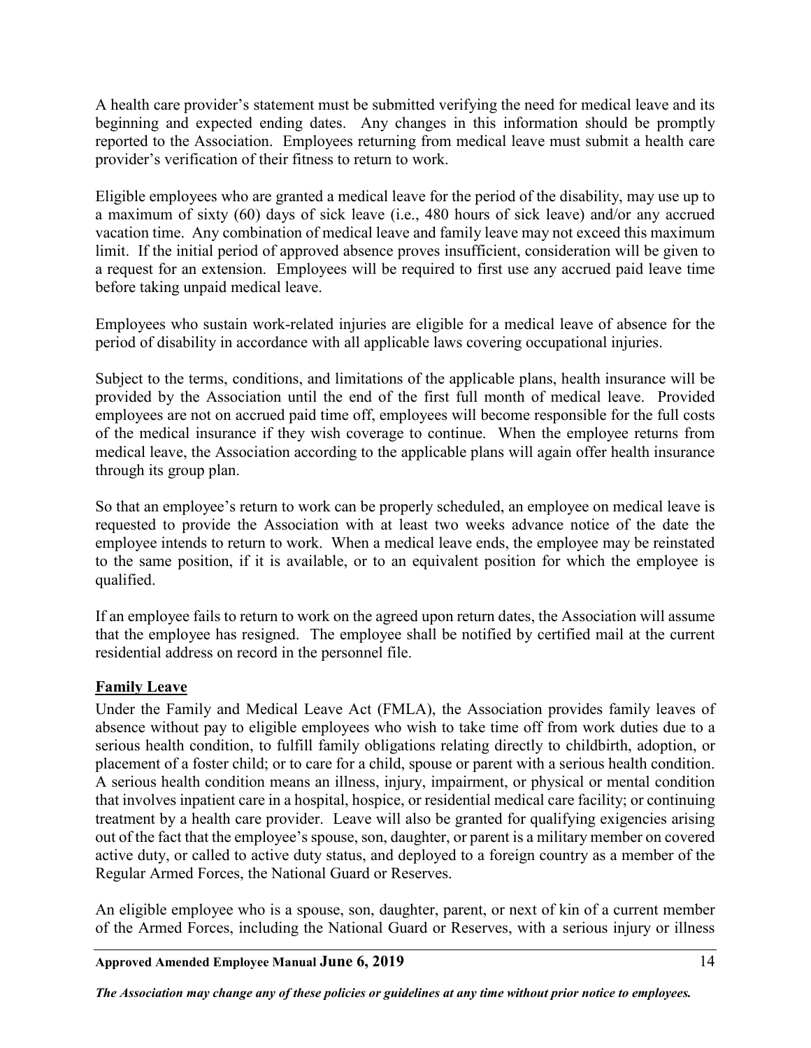A health care provider's statement must be submitted verifying the need for medical leave and its beginning and expected ending dates. Any changes in this information should be promptly reported to the Association. Employees returning from medical leave must submit a health care provider's verification of their fitness to return to work.

Eligible employees who are granted a medical leave for the period of the disability, may use up to a maximum of sixty (60) days of sick leave (i.e., 480 hours of sick leave) and/or any accrued vacation time. Any combination of medical leave and family leave may not exceed this maximum limit. If the initial period of approved absence proves insufficient, consideration will be given to a request for an extension. Employees will be required to first use any accrued paid leave time before taking unpaid medical leave.

Employees who sustain work-related injuries are eligible for a medical leave of absence for the period of disability in accordance with all applicable laws covering occupational injuries.

Subject to the terms, conditions, and limitations of the applicable plans, health insurance will be provided by the Association until the end of the first full month of medical leave. Provided employees are not on accrued paid time off, employees will become responsible for the full costs of the medical insurance if they wish coverage to continue. When the employee returns from medical leave, the Association according to the applicable plans will again offer health insurance through its group plan.

So that an employee's return to work can be properly scheduled, an employee on medical leave is requested to provide the Association with at least two weeks advance notice of the date the employee intends to return to work. When a medical leave ends, the employee may be reinstated to the same position, if it is available, or to an equivalent position for which the employee is qualified.

If an employee fails to return to work on the agreed upon return dates, the Association will assume that the employee has resigned. The employee shall be notified by certified mail at the current residential address on record in the personnel file.

## Family Leave

Under the Family and Medical Leave Act (FMLA), the Association provides family leaves of absence without pay to eligible employees who wish to take time off from work duties due to a serious health condition, to fulfill family obligations relating directly to childbirth, adoption, or placement of a foster child; or to care for a child, spouse or parent with a serious health condition. A serious health condition means an illness, injury, impairment, or physical or mental condition that involves inpatient care in a hospital, hospice, or residential medical care facility; or continuing treatment by a health care provider. Leave will also be granted for qualifying exigencies arising out of the fact that the employee's spouse, son, daughter, or parent is a military member on covered active duty, or called to active duty status, and deployed to a foreign country as a member of the Regular Armed Forces, the National Guard or Reserves.

An eligible employee who is a spouse, son, daughter, parent, or next of kin of a current member of the Armed Forces, including the National Guard or Reserves, with a serious injury or illness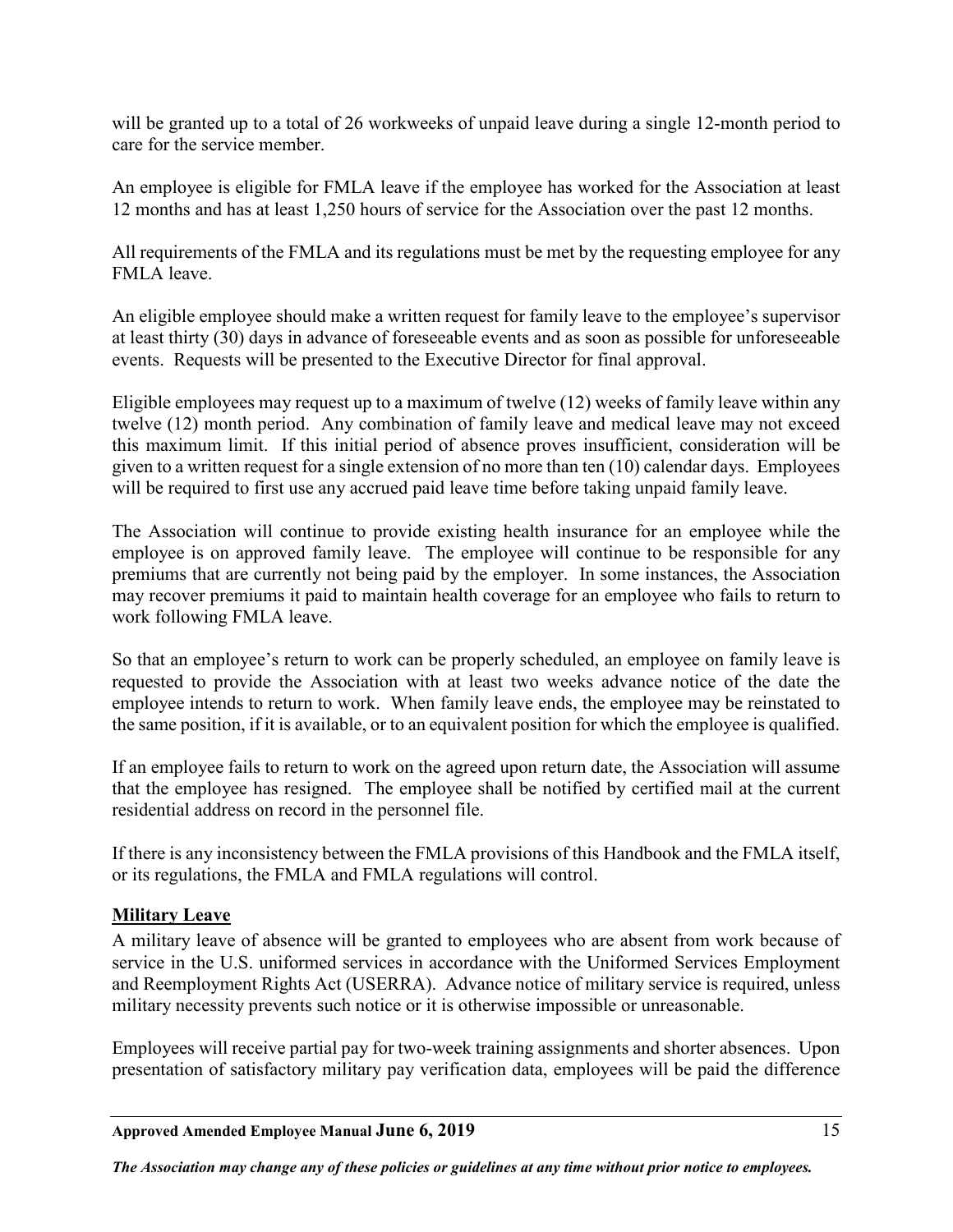will be granted up to a total of 26 workweeks of unpaid leave during a single 12-month period to care for the service member.

An employee is eligible for FMLA leave if the employee has worked for the Association at least 12 months and has at least 1,250 hours of service for the Association over the past 12 months.

All requirements of the FMLA and its regulations must be met by the requesting employee for any FMLA leave.

An eligible employee should make a written request for family leave to the employee's supervisor at least thirty (30) days in advance of foreseeable events and as soon as possible for unforeseeable events. Requests will be presented to the Executive Director for final approval.

Eligible employees may request up to a maximum of twelve (12) weeks of family leave within any twelve (12) month period. Any combination of family leave and medical leave may not exceed this maximum limit. If this initial period of absence proves insufficient, consideration will be given to a written request for a single extension of no more than ten (10) calendar days. Employees will be required to first use any accrued paid leave time before taking unpaid family leave.

The Association will continue to provide existing health insurance for an employee while the employee is on approved family leave. The employee will continue to be responsible for any premiums that are currently not being paid by the employer. In some instances, the Association may recover premiums it paid to maintain health coverage for an employee who fails to return to work following FMLA leave.

So that an employee's return to work can be properly scheduled, an employee on family leave is requested to provide the Association with at least two weeks advance notice of the date the employee intends to return to work. When family leave ends, the employee may be reinstated to the same position, if it is available, or to an equivalent position for which the employee is qualified.

If an employee fails to return to work on the agreed upon return date, the Association will assume that the employee has resigned. The employee shall be notified by certified mail at the current residential address on record in the personnel file.

If there is any inconsistency between the FMLA provisions of this Handbook and the FMLA itself, or its regulations, the FMLA and FMLA regulations will control.

## Military Leave

A military leave of absence will be granted to employees who are absent from work because of service in the U.S. uniformed services in accordance with the Uniformed Services Employment and Reemployment Rights Act (USERRA). Advance notice of military service is required, unless military necessity prevents such notice or it is otherwise impossible or unreasonable.

Employees will receive partial pay for two-week training assignments and shorter absences. Upon presentation of satisfactory military pay verification data, employees will be paid the difference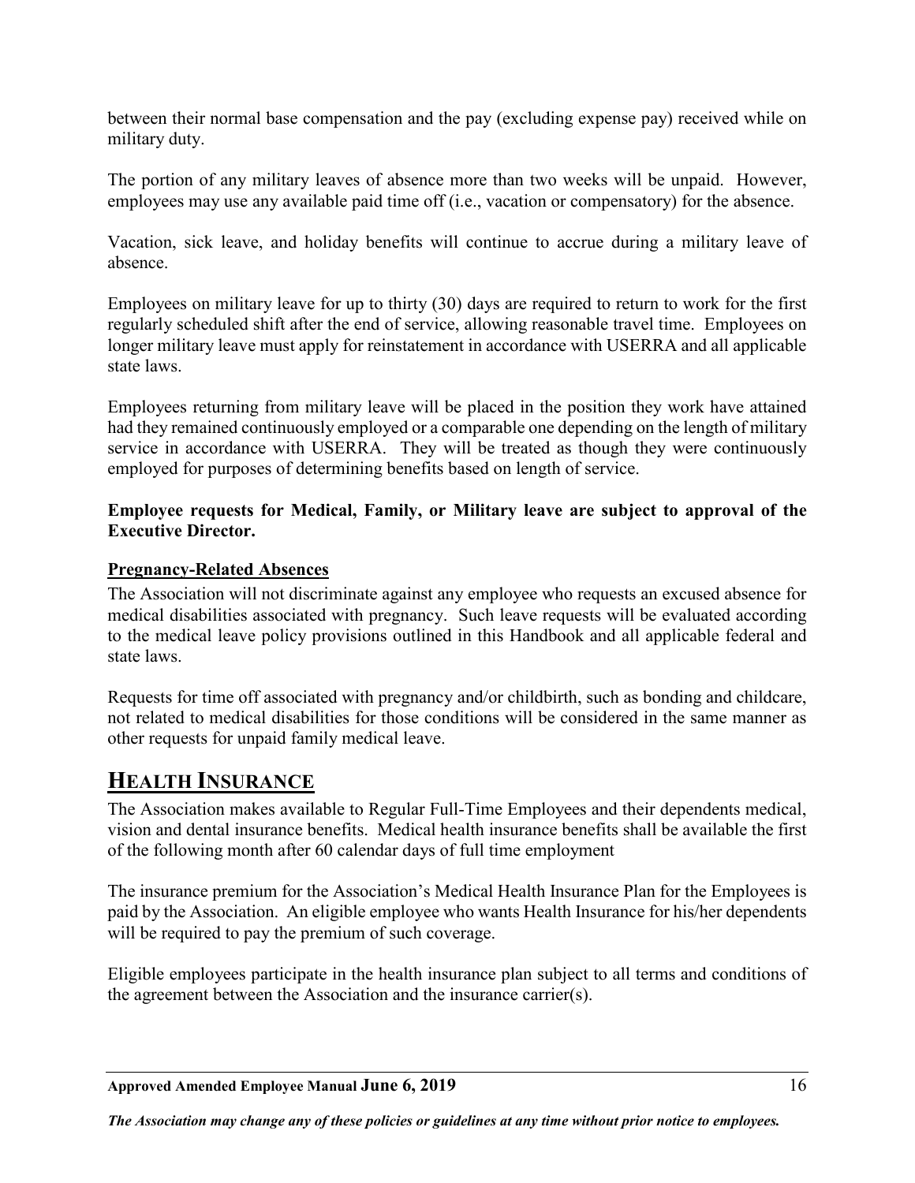between their normal base compensation and the pay (excluding expense pay) received while on military duty.

The portion of any military leaves of absence more than two weeks will be unpaid. However, employees may use any available paid time off (i.e., vacation or compensatory) for the absence.

Vacation, sick leave, and holiday benefits will continue to accrue during a military leave of absence.

Employees on military leave for up to thirty (30) days are required to return to work for the first regularly scheduled shift after the end of service, allowing reasonable travel time. Employees on longer military leave must apply for reinstatement in accordance with USERRA and all applicable state laws.

Employees returning from military leave will be placed in the position they work have attained had they remained continuously employed or a comparable one depending on the length of military service in accordance with USERRA. They will be treated as though they were continuously employed for purposes of determining benefits based on length of service.

**Employee requests for Medical, Family, or Military leave are subject to approval of the Executive Director.**

### Pregnancy-Related Absences

The Association will not discriminate against any employee who requests an excused absence for medical disabilities associated with pregnancy. Such leave requests will be evaluated according to the medical leave policy provisions outlined in this Handbook and all applicable federal and state laws.

Requests for time off associated with pregnancy and/or childbirth, such as bonding and childcare, not related to medical disabilities for those conditions will be considered in the same manner as other requests for unpaid family medical leave.

## HEALTH INSURANCE

The Association makes available to Regular Full-Time Employees and their dependents medical, vision and dental insurance benefits. Medical health insurance benefits shall be available the first of the following month after 60 calendar days of full time employment

The insurance premium for the Association's Medical Health Insurance Plan for the Employees is paid by the Association. An eligible employee who wants Health Insurance for his/her dependents will be required to pay the premium of such coverage.

Eligible employees participate in the health insurance plan subject to all terms and conditions of the agreement between the Association and the insurance carrier(s).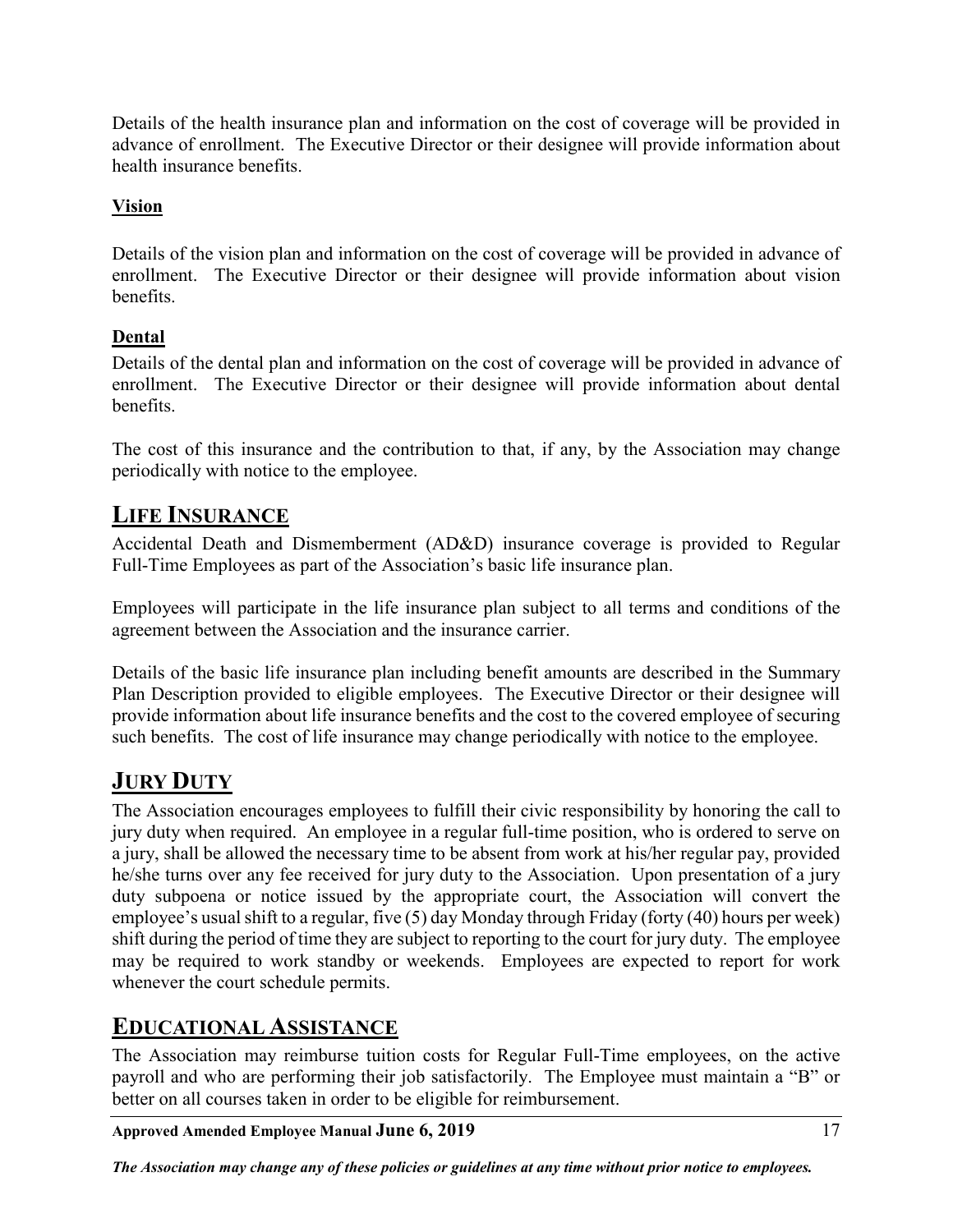Details of the health insurance plan and information on the cost of coverage will be provided in advance of enrollment. The Executive Director or their designee will provide information about health insurance benefits.

### **Vision**

Details of the vision plan and information on the cost of coverage will be provided in advance of enrollment. The Executive Director or their designee will provide information about vision benefits.

### **Dental**

Details of the dental plan and information on the cost of coverage will be provided in advance of enrollment. The Executive Director or their designee will provide information about dental benefits.

The cost of this insurance and the contribution to that, if any, by the Association may change periodically with notice to the employee.

## LIFE INSURANCE

Accidental Death and Dismemberment (AD&D) insurance coverage is provided to Regular Full-Time Employees as part of the Association's basic life insurance plan.

Employees will participate in the life insurance plan subject to all terms and conditions of the agreement between the Association and the insurance carrier.

Details of the basic life insurance plan including benefit amounts are described in the Summary Plan Description provided to eligible employees. The Executive Director or their designee will provide information about life insurance benefits and the cost to the covered employee of securing such benefits. The cost of life insurance may change periodically with notice to the employee.

## JURY DUTY

The Association encourages employees to fulfill their civic responsibility by honoring the call to jury duty when required. An employee in a regular full-time position, who is ordered to serve on a jury, shall be allowed the necessary time to be absent from work at his/her regular pay, provided he/she turns over any fee received for jury duty to the Association. Upon presentation of a jury duty subpoena or notice issued by the appropriate court, the Association will convert the employee's usual shift to a regular, five (5) day Monday through Friday (forty (40) hours per week) shift during the period of time they are subject to reporting to the court for jury duty. The employee may be required to work standby or weekends. Employees are expected to report for work whenever the court schedule permits.

## EDUCATIONAL ASSISTANCE

The Association may reimburse tuition costs for Regular Full-Time employees, on the active payroll and who are performing their job satisfactorily. The Employee must maintain a "B" or better on all courses taken in order to be eligible for reimbursement.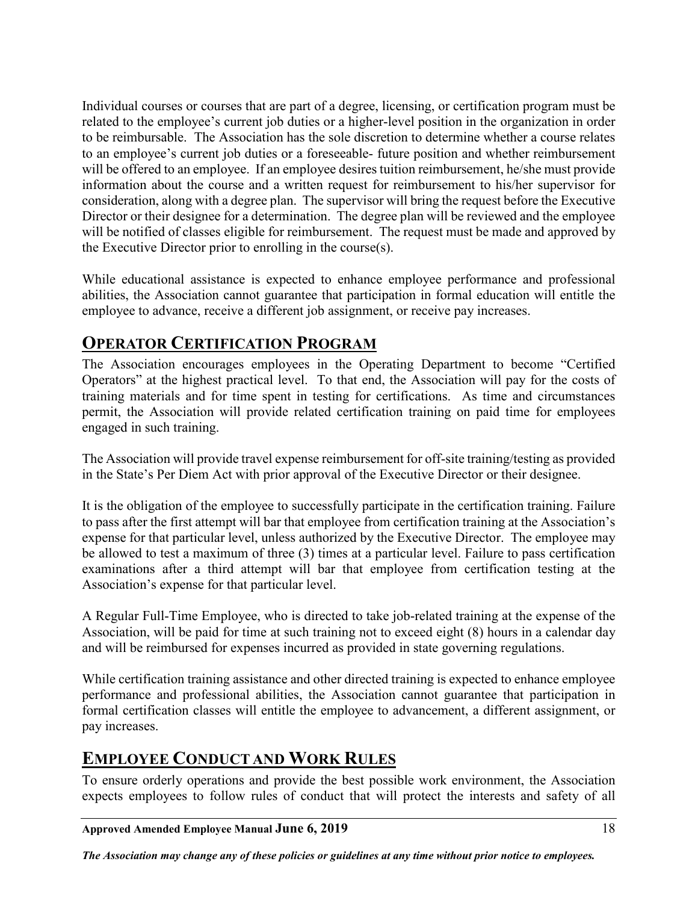Individual courses or courses that are part of a degree, licensing, or certification program must be related to the employee's current job duties or a higher-level position in the organization in order to be reimbursable. The Association has the sole discretion to determine whether a course relates to an employee's current job duties or a foreseeable- future position and whether reimbursement will be offered to an employee. If an employee desires tuition reimbursement, he/she must provide information about the course and a written request for reimbursement to his/her supervisor for consideration, along with a degree plan. The supervisor will bring the request before the Executive Director or their designee for a determination. The degree plan will be reviewed and the employee will be notified of classes eligible for reimbursement. The request must be made and approved by the Executive Director prior to enrolling in the course(s).

While educational assistance is expected to enhance employee performance and professional abilities, the Association cannot guarantee that participation in formal education will entitle the employee to advance, receive a different job assignment, or receive pay increases.

## OPERATOR CERTIFICATION PROGRAM

The Association encourages employees in the Operating Department to become "Certified Operators" at the highest practical level. To that end, the Association will pay for the costs of training materials and for time spent in testing for certifications. As time and circumstances permit, the Association will provide related certification training on paid time for employees engaged in such training.

The Association will provide travel expense reimbursement for off-site training/testing as provided in the State's Per Diem Act with prior approval of the Executive Director or their designee.

It is the obligation of the employee to successfully participate in the certification training. Failure to pass after the first attempt will bar that employee from certification training at the Association's expense for that particular level, unless authorized by the Executive Director. The employee may be allowed to test a maximum of three (3) times at a particular level. Failure to pass certification examinations after a third attempt will bar that employee from certification testing at the Association's expense for that particular level.

A Regular Full-Time Employee, who is directed to take job-related training at the expense of the Association, will be paid for time at such training not to exceed eight (8) hours in a calendar day and will be reimbursed for expenses incurred as provided in state governing regulations.

While certification training assistance and other directed training is expected to enhance employee performance and professional abilities, the Association cannot guarantee that participation in formal certification classes will entitle the employee to advancement, a different assignment, or pay increases.

## EMPLOYEE CONDUCT AND WORK RULES

To ensure orderly operations and provide the best possible work environment, the Association expects employees to follow rules of conduct that will protect the interests and safety of all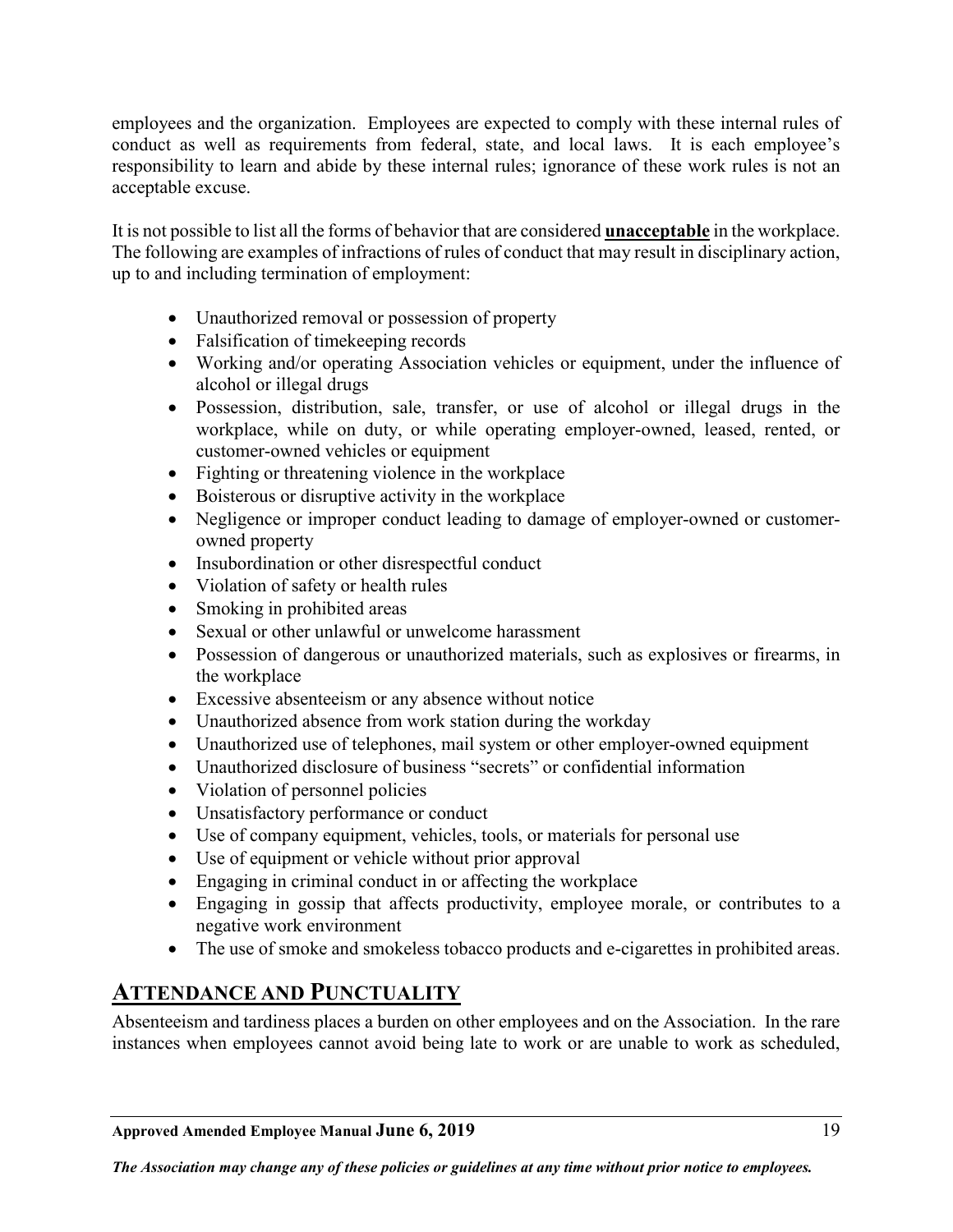employees and the organization. Employees are expected to comply with these internal rules of conduct as well as requirements from federal, state, and local laws. It is each employee's responsibility to learn and abide by these internal rules; ignorance of these work rules is not an acceptable excuse.

It is not possible to list all the forms of behavior that are considered **unacceptable** in the workplace. The following are examples of infractions of rules of conduct that may result in disciplinary action, up to and including termination of employment:

- Unauthorized removal or possession of property
- Falsification of timekeeping records
- Working and/or operating Association vehicles or equipment, under the influence of alcohol or illegal drugs
- Possession, distribution, sale, transfer, or use of alcohol or illegal drugs in the workplace, while on duty, or while operating employer-owned, leased, rented, or customer-owned vehicles or equipment
- Fighting or threatening violence in the workplace
- Boisterous or disruptive activity in the workplace
- Negligence or improper conduct leading to damage of employer-owned or customer-owned property
- Insubordination or other disrespectful conduct
- Violation of safety or health rules
- Smoking in prohibited areas
- Sexual or other unlawful or unwelcome harassment
- Possession of dangerous or unauthorized materials, such as explosives or firearms, in the workplace
- Excessive absenteeism or any absence without notice
- Unauthorized absence from work station during the workday
- Unauthorized use of telephones, mail system or other employer-owned equipment
- Unauthorized disclosure of business "secrets" or confidential information
- Violation of personnel policies
- Unsatisfactory performance or conduct
- Use of company equipment, vehicles, tools, or materials for personal use
- Use of equipment or vehicle without prior approval
- Engaging in criminal conduct in or affecting the workplace
- Engaging in gossip that affects productivity, employee morale, or contributes to a negative work environment
- The use of smoke and smokeless tobacco products and e-cigarettes in prohibited areas.

## ATTENDANCE AND PUNCTUALITY

Absenteeism and tardiness places a burden on other employees and on the Association. In the rare instances when employees cannot avoid being late to work or are unable to work as scheduled,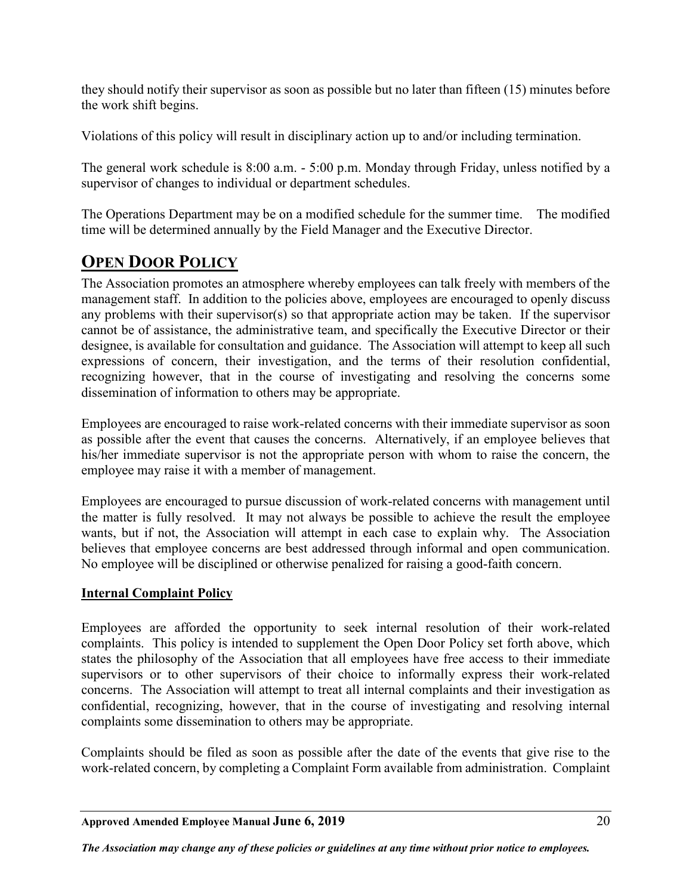they should notify their supervisor as soon as possible but no later than fifteen (15) minutes before the work shift begins.

Violations of this policy will result in disciplinary action up to and/or including termination.

The general work schedule is 8:00 a.m. - 5:00 p.m. Monday through Friday, unless notified by a supervisor of changes to individual or department schedules.

The Operations Department may be on a modified schedule for the summer time. The modified time will be determined annually by the Field Manager and the Executive Director.

## OPEN DOOR POLICY

The Association promotes an atmosphere whereby employees can talk freely with members of the management staff. In addition to the policies above, employees are encouraged to openly discuss any problems with their supervisor(s) so that appropriate action may be taken. If the supervisor cannot be of assistance, the administrative team, and specifically the Executive Director or their designee, is available for consultation and guidance. The Association will attempt to keep all such expressions of concern, their investigation, and the terms of their resolution confidential, recognizing however, that in the course of investigating and resolving the concerns some dissemination of information to others may be appropriate.

Employees are encouraged to raise work-related concerns with their immediate supervisor as soon as possible after the event that causes the concerns. Alternatively, if an employee believes that his/her immediate supervisor is not the appropriate person with whom to raise the concern, the employee may raise it with a member of management.

Employees are encouraged to pursue discussion of work-related concerns with management until the matter is fully resolved. It may not always be possible to achieve the result the employee wants, but if not, the Association will attempt in each case to explain why. The Association believes that employee concerns are best addressed through informal and open communication. No employee will be disciplined or otherwise penalized for raising a good-faith concern.

### Internal Complaint Policy

Employees are afforded the opportunity to seek internal resolution of their work-related complaints. This policy is intended to supplement the Open Door Policy set forth above, which states the philosophy of the Association that all employees have free access to their immediate supervisors or to other supervisors of their choice to informally express their work-related concerns. The Association will attempt to treat all internal complaints and their investigation as confidential, recognizing, however, that in the course of investigating and resolving internal complaints some dissemination to others may be appropriate.

Complaints should be filed as soon as possible after the date of the events that give rise to the work-related concern, by completing a Complaint Form available from administration. Complaint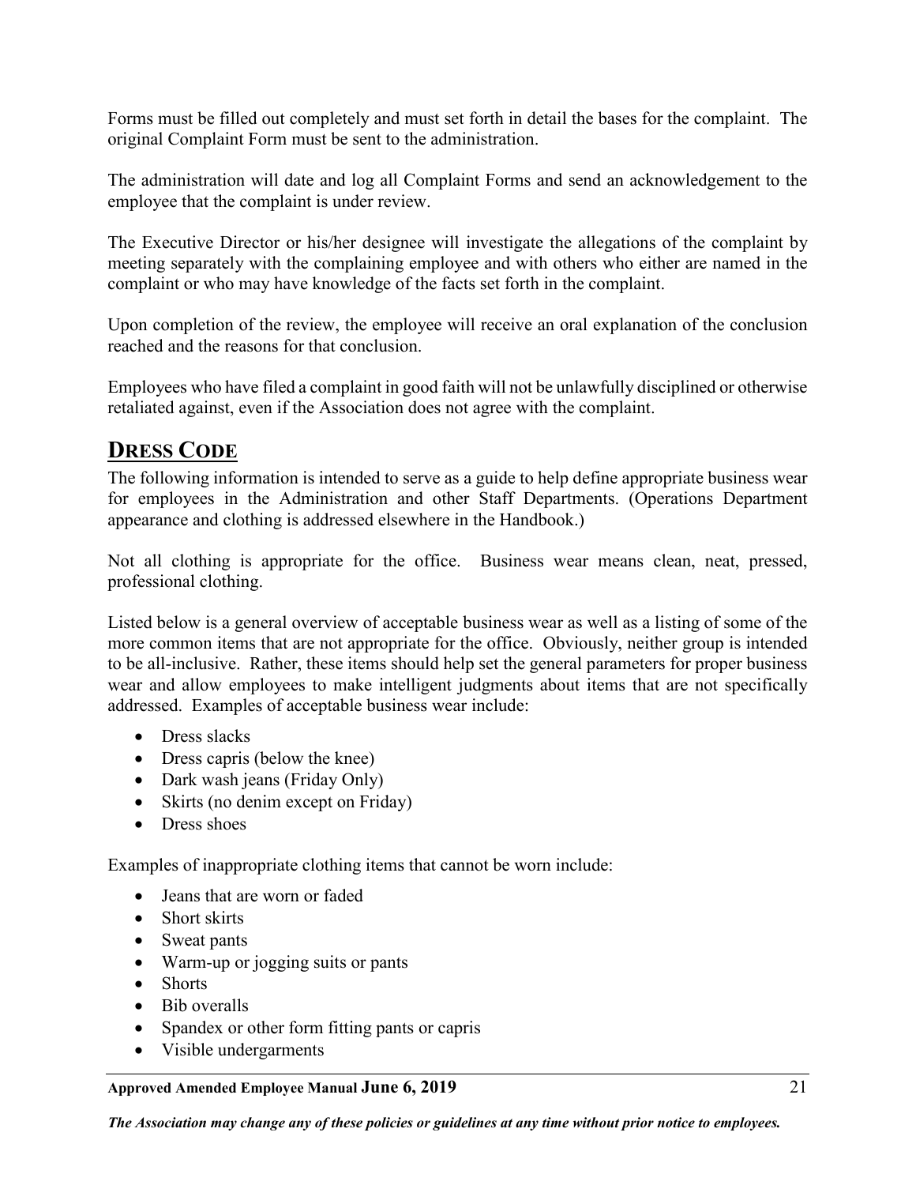Forms must be filled out completely and must set forth in detail the bases for the complaint. The original Complaint Form must be sent to the administration.

The administration will date and log all Complaint Forms and send an acknowledgement to the employee that the complaint is under review.

The Executive Director or his/her designee will investigate the allegations of the complaint by meeting separately with the complaining employee and with others who either are named in the complaint or who may have knowledge of the facts set forth in the complaint.

Upon completion of the review, the employee will receive an oral explanation of the conclusion reached and the reasons for that conclusion.

Employees who have filed a complaint in good faith will not be unlawfully disciplined or otherwise retaliated against, even if the Association does not agree with the complaint.

## DRESS CODE

The following information is intended to serve as a guide to help define appropriate business wear for employees in the Administration and other Staff Departments. (Operations Department appearance and clothing is addressed elsewhere in the Handbook.)

Not all clothing is appropriate for the office. Business wear means clean, neat, pressed, professional clothing.

Listed below is a general overview of acceptable business wear as well as a listing of some of the more common items that are not appropriate for the office. Obviously, neither group is intended to be all-inclusive. Rather, these items should help set the general parameters for proper business wear and allow employees to make intelligent judgments about items that are not specifically addressed. Examples of acceptable business wear include:

- Dress slacks
- Dress capris (below the knee)
- Dark wash jeans (Friday Only)
- Skirts (no denim except on Friday)
- Dress shoes

Examples of inappropriate clothing items that cannot be worn include:

- Jeans that are worn or faded
- Short skirts
- Sweat pants
- Warm-up or jogging suits or pants
- Shorts
- Bib overalls
- Spandex or other form fitting pants or capris
- Visible undergarments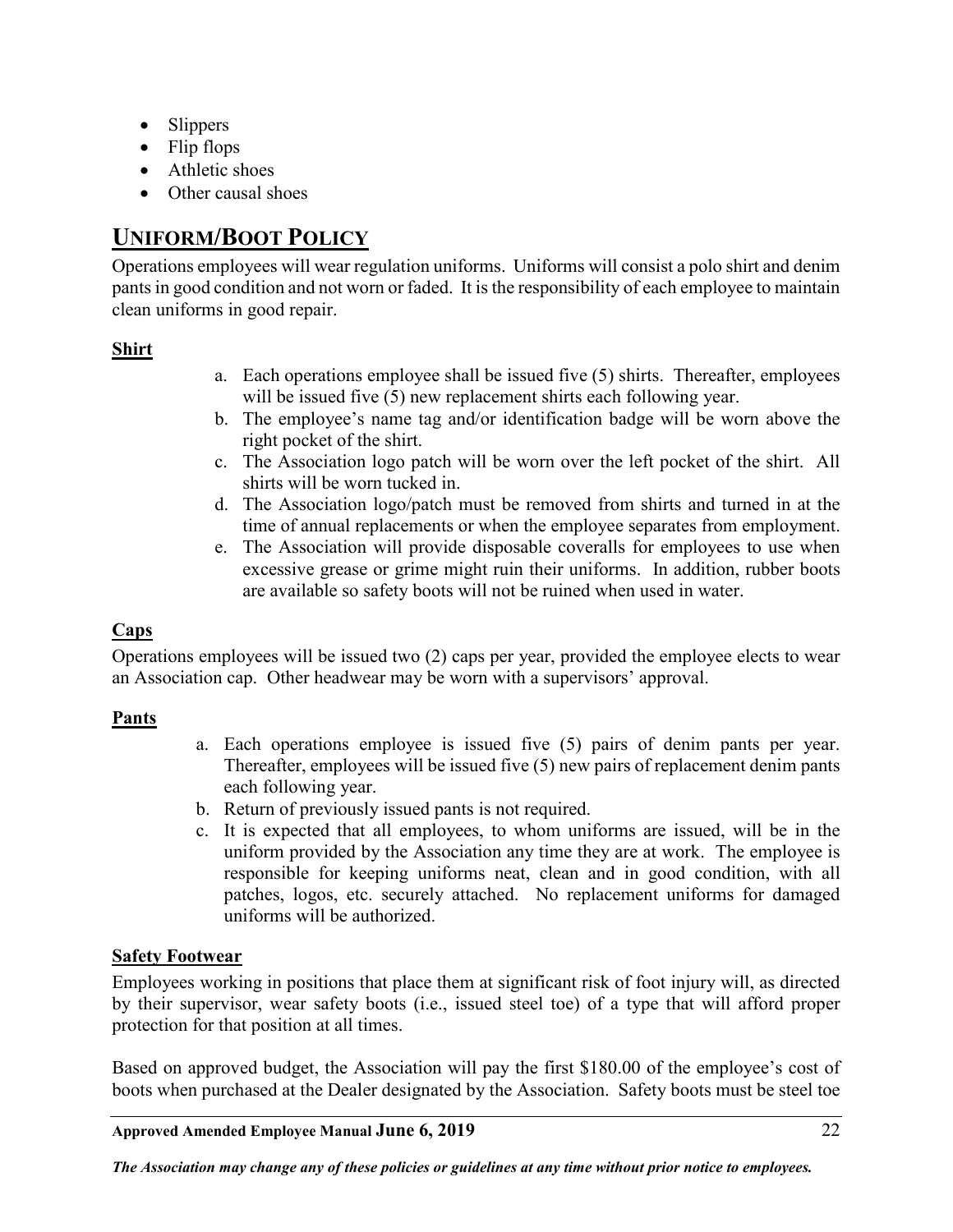- Slippers
- Flip flops
- Athletic shoes
- Other causal shoes

## UNIFORM/BOOT POLICY

Operations employees will wear regulation uniforms. Uniforms will consist a polo shirt and denim pants in good condition and not worn or faded. It is the responsibility of each employee to maintain clean uniforms in good repair.

### Shirt

a. Each operations employee shall be issued five (5) shirts. Thereafter, employees will be issued five (5) new replacement shirts each following year.
b. The employee's name tag and/or identification badge will be worn above the right pocket of the shirt.
c. The Association logo patch will be worn over the left pocket of the shirt. All shirts will be worn tucked in.
d. The Association logo/patch must be removed from shirts and turned in at the time of annual replacements or when the employee separates from employment.
e. The Association will provide disposable coveralls for employees to use when excessive grease or grime might ruin their uniforms. In addition, rubber boots are available so safety boots will not be ruined when used in water.

### Caps

Operations employees will be issued two (2) caps per year, provided the employee elects to wear an Association cap. Other headwear may be worn with a supervisors' approval.

### Pants

a. Each operations employee is issued five (5) pairs of denim pants per year. Thereafter, employees will be issued five (5) new pairs of replacement denim pants each following year.
b. Return of previously issued pants is not required.
c. It is expected that all employees, to whom uniforms are issued, will be in the uniform provided by the Association any time they are at work. The employee is responsible for keeping uniforms neat, clean and in good condition, with all patches, logos, etc. securely attached. No replacement uniforms for damaged uniforms will be authorized.

### Safety Footwear

Employees working in positions that place them at significant risk of foot injury will, as directed by their supervisor, wear safety boots (i.e., issued steel toe) of a type that will afford proper protection for that position at all times.

Based on approved budget, the Association will pay the first $180.00 of the employee's cost of boots when purchased at the Dealer designated by the Association. Safety boots must be steel toe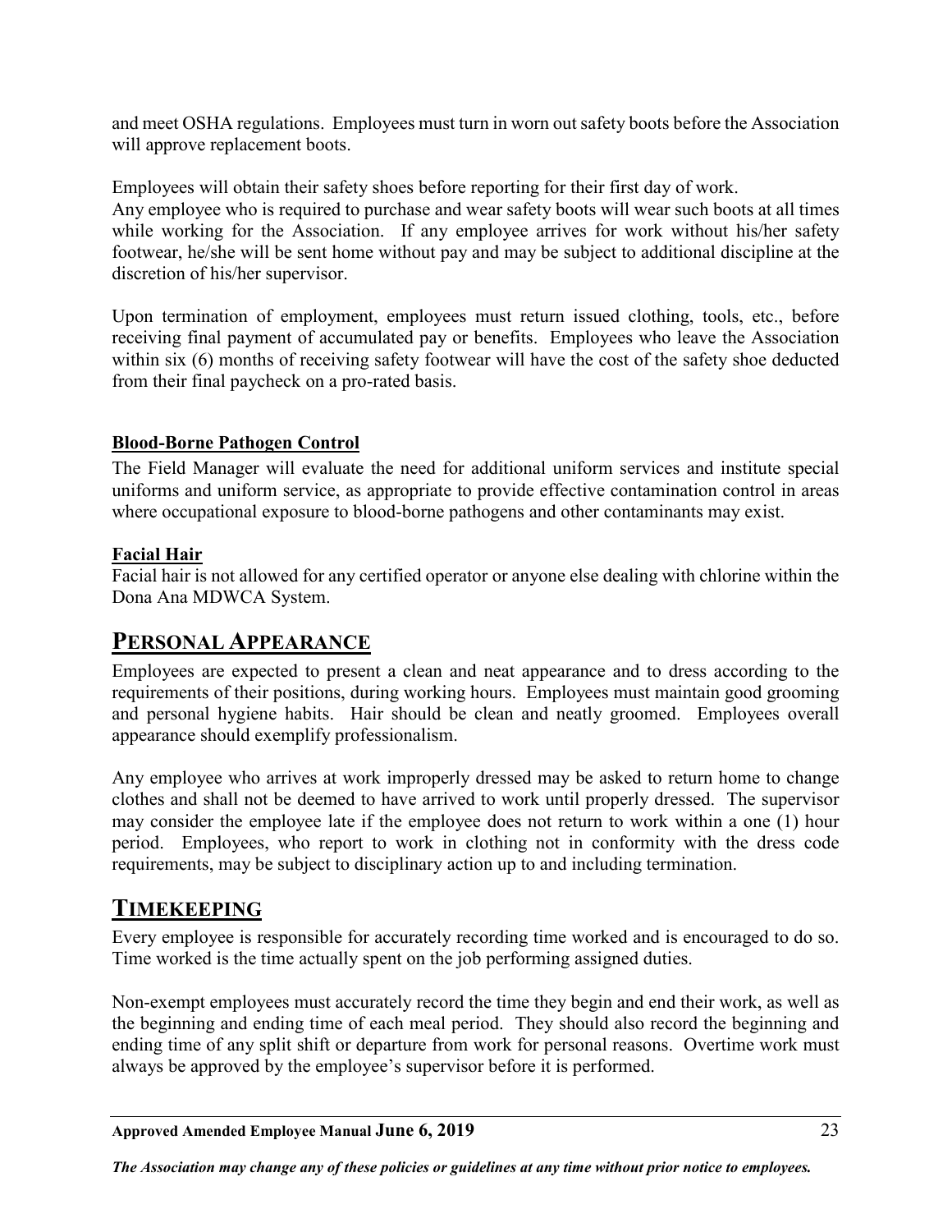and meet OSHA regulations. Employees must turn in worn out safety boots before the Association will approve replacement boots.

Employees will obtain their safety shoes before reporting for their first day of work.
Any employee who is required to purchase and wear safety boots will wear such boots at all times while working for the Association. If any employee arrives for work without his/her safety footwear, he/she will be sent home without pay and may be subject to additional discipline at the discretion of his/her supervisor.

Upon termination of employment, employees must return issued clothing, tools, etc., before receiving final payment of accumulated pay or benefits. Employees who leave the Association within six (6) months of receiving safety footwear will have the cost of the safety shoe deducted from their final paycheck on a pro-rated basis.

### Blood-Borne Pathogen Control

The Field Manager will evaluate the need for additional uniform services and institute special uniforms and uniform service, as appropriate to provide effective contamination control in areas where occupational exposure to blood-borne pathogens and other contaminants may exist.

### Facial Hair

Facial hair is not allowed for any certified operator or anyone else dealing with chlorine within the Dona Ana MDWCA System.

## PERSONAL APPEARANCE

Employees are expected to present a clean and neat appearance and to dress according to the requirements of their positions, during working hours. Employees must maintain good grooming and personal hygiene habits. Hair should be clean and neatly groomed. Employees overall appearance should exemplify professionalism.

Any employee who arrives at work improperly dressed may be asked to return home to change clothes and shall not be deemed to have arrived to work until properly dressed. The supervisor may consider the employee late if the employee does not return to work within a one (1) hour period. Employees, who report to work in clothing not in conformity with the dress code requirements, may be subject to disciplinary action up to and including termination.

## TIMEKEEPING

Every employee is responsible for accurately recording time worked and is encouraged to do so. Time worked is the time actually spent on the job performing assigned duties.

Non-exempt employees must accurately record the time they begin and end their work, as well as the beginning and ending time of each meal period. They should also record the beginning and ending time of any split shift or departure from work for personal reasons. Overtime work must always be approved by the employee's supervisor before it is performed.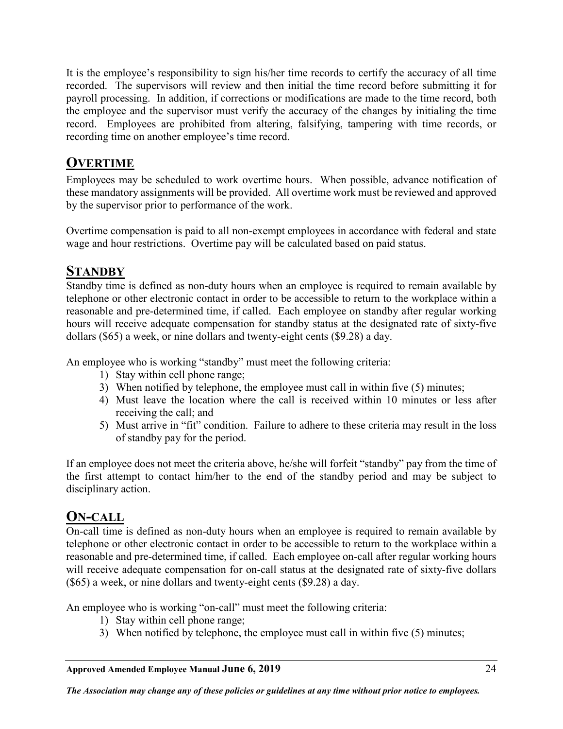It is the employee's responsibility to sign his/her time records to certify the accuracy of all time recorded. The supervisors will review and then initial the time record before submitting it for payroll processing. In addition, if corrections or modifications are made to the time record, both the employee and the supervisor must verify the accuracy of the changes by initialing the time record. Employees are prohibited from altering, falsifying, tampering with time records, or recording time on another employee's time record.

## OVERTIME

Employees may be scheduled to work overtime hours. When possible, advance notification of these mandatory assignments will be provided. All overtime work must be reviewed and approved by the supervisor prior to performance of the work.

Overtime compensation is paid to all non-exempt employees in accordance with federal and state wage and hour restrictions. Overtime pay will be calculated based on paid status.

## STANDBY

Standby time is defined as non-duty hours when an employee is required to remain available by telephone or other electronic contact in order to be accessible to return to the workplace within a reasonable and pre-determined time, if called. Each employee on standby after regular working hours will receive adequate compensation for standby status at the designated rate of sixty-five dollars ($65) a week, or nine dollars and twenty-eight cents ($9.28) a day.

An employee who is working "standby" must meet the following criteria:

1) Stay within cell phone range;
3) When notified by telephone, the employee must call in within five (5) minutes;
4) Must leave the location where the call is received within 10 minutes or less after receiving the call; and
5) Must arrive in "fit" condition. Failure to adhere to these criteria may result in the loss of standby pay for the period.

If an employee does not meet the criteria above, he/she will forfeit "standby" pay from the time of the first attempt to contact him/her to the end of the standby period and may be subject to disciplinary action.

## ON-CALL

On-call time is defined as non-duty hours when an employee is required to remain available by telephone or other electronic contact in order to be accessible to return to the workplace within a reasonable and pre-determined time, if called. Each employee on-call after regular working hours will receive adequate compensation for on-call status at the designated rate of sixty-five dollars ($65) a week, or nine dollars and twenty-eight cents ($9.28) a day.

An employee who is working "on-call" must meet the following criteria:

1) Stay within cell phone range;
3) When notified by telephone, the employee must call in within five (5) minutes;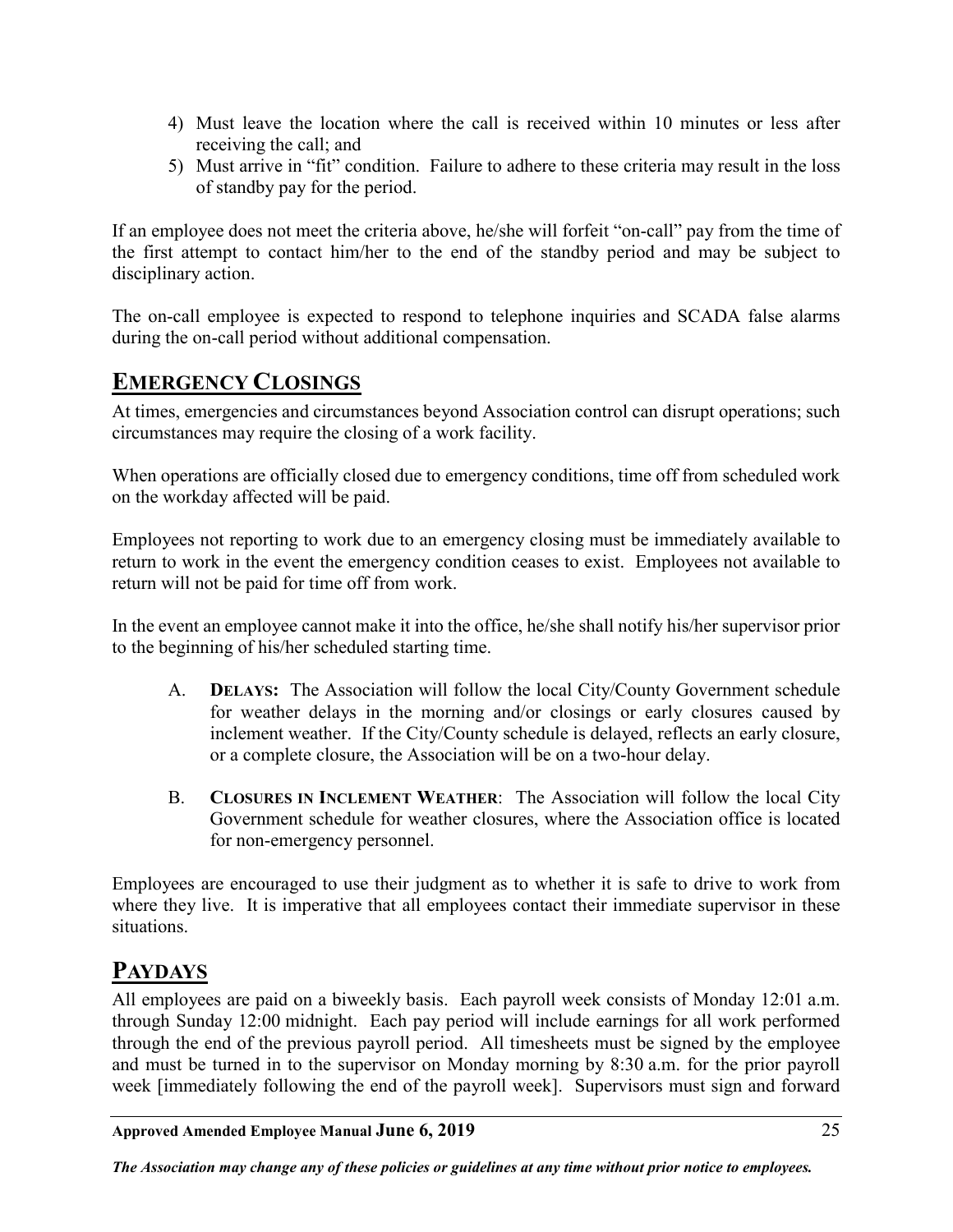4) Must leave the location where the call is received within 10 minutes or less after receiving the call; and
5) Must arrive in "fit" condition. Failure to adhere to these criteria may result in the loss of standby pay for the period.

If an employee does not meet the criteria above, he/she will forfeit "on-call" pay from the time of the first attempt to contact him/her to the end of the standby period and may be subject to disciplinary action.

The on-call employee is expected to respond to telephone inquiries and SCADA false alarms during the on-call period without additional compensation.

## EMERGENCY CLOSINGS

At times, emergencies and circumstances beyond Association control can disrupt operations; such circumstances may require the closing of a work facility.

When operations are officially closed due to emergency conditions, time off from scheduled work on the workday affected will be paid.

Employees not reporting to work due to an emergency closing must be immediately available to return to work in the event the emergency condition ceases to exist. Employees not available to return will not be paid for time off from work.

In the event an employee cannot make it into the office, he/she shall notify his/her supervisor prior to the beginning of his/her scheduled starting time.

A. **DELAYS:** The Association will follow the local City/County Government schedule for weather delays in the morning and/or closings or early closures caused by inclement weather. If the City/County schedule is delayed, reflects an early closure, or a complete closure, the Association will be on a two-hour delay.

B. **CLOSURES IN INCLEMENT WEATHER**: The Association will follow the local City Government schedule for weather closures, where the Association office is located for non-emergency personnel.

Employees are encouraged to use their judgment as to whether it is safe to drive to work from where they live. It is imperative that all employees contact their immediate supervisor in these situations.

## PAYDAYS

All employees are paid on a biweekly basis. Each payroll week consists of Monday 12:01 a.m. through Sunday 12:00 midnight. Each pay period will include earnings for all work performed through the end of the previous payroll period. All timesheets must be signed by the employee and must be turned in to the supervisor on Monday morning by 8:30 a.m. for the prior payroll week [immediately following the end of the payroll week]. Supervisors must sign and forward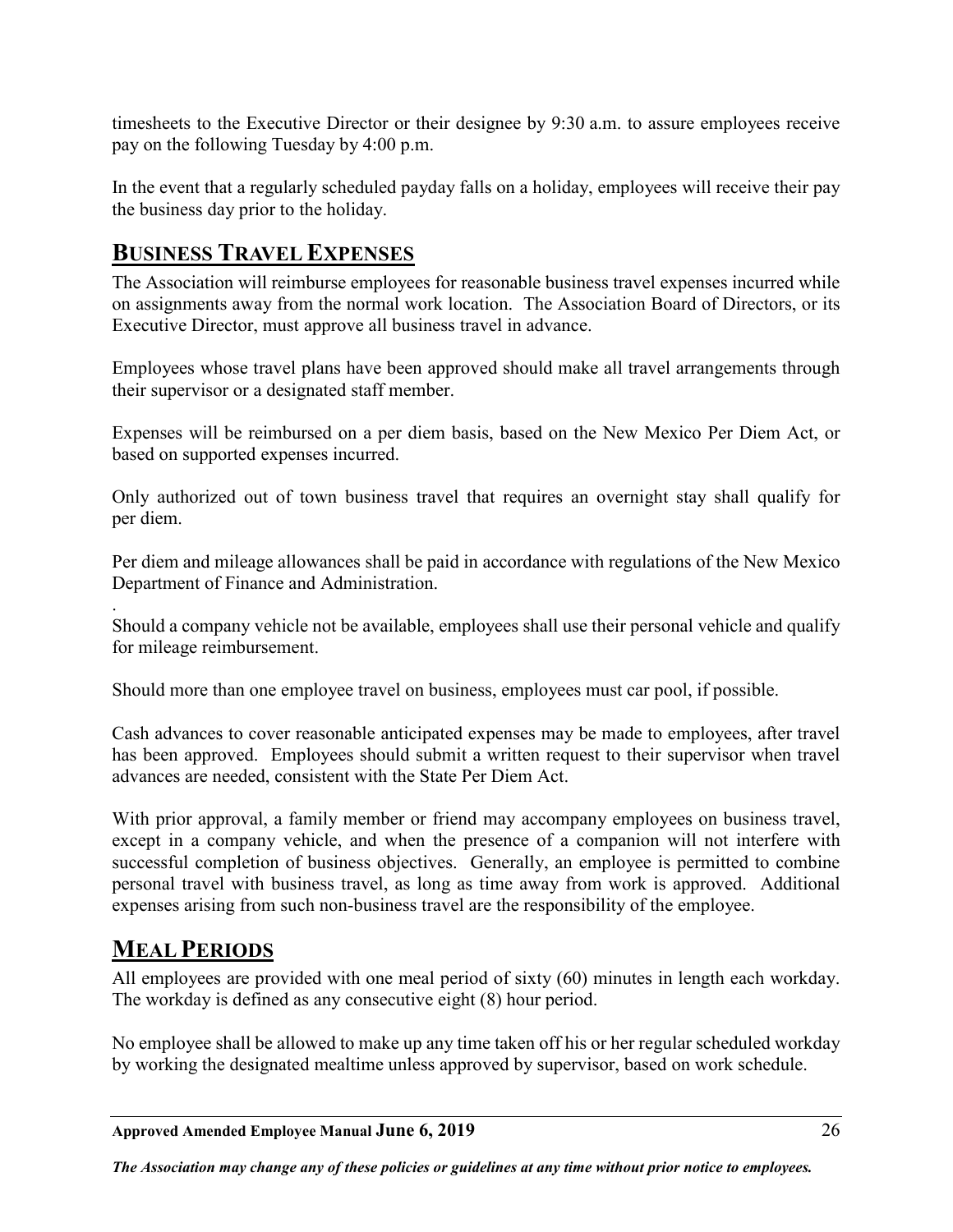timesheets to the Executive Director or their designee by 9:30 a.m. to assure employees receive pay on the following Tuesday by 4:00 p.m.

In the event that a regularly scheduled payday falls on a holiday, employees will receive their pay the business day prior to the holiday.

## Business Travel Expenses

The Association will reimburse employees for reasonable business travel expenses incurred while on assignments away from the normal work location. The Association Board of Directors, or its Executive Director, must approve all business travel in advance.

Employees whose travel plans have been approved should make all travel arrangements through their supervisor or a designated staff member.

Expenses will be reimbursed on a per diem basis, based on the New Mexico Per Diem Act, or based on supported expenses incurred.

Only authorized out of town business travel that requires an overnight stay shall qualify for per diem.

Per diem and mileage allowances shall be paid in accordance with regulations of the New Mexico Department of Finance and Administration.

.
Should a company vehicle not be available, employees shall use their personal vehicle and qualify for mileage reimbursement.

Should more than one employee travel on business, employees must car pool, if possible.

Cash advances to cover reasonable anticipated expenses may be made to employees, after travel has been approved. Employees should submit a written request to their supervisor when travel advances are needed, consistent with the State Per Diem Act.

With prior approval, a family member or friend may accompany employees on business travel, except in a company vehicle, and when the presence of a companion will not interfere with successful completion of business objectives. Generally, an employee is permitted to combine personal travel with business travel, as long as time away from work is approved. Additional expenses arising from such non-business travel are the responsibility of the employee.

## Meal Periods

All employees are provided with one meal period of sixty (60) minutes in length each workday. The workday is defined as any consecutive eight (8) hour period.

No employee shall be allowed to make up any time taken off his or her regular scheduled workday by working the designated mealtime unless approved by supervisor, based on work schedule.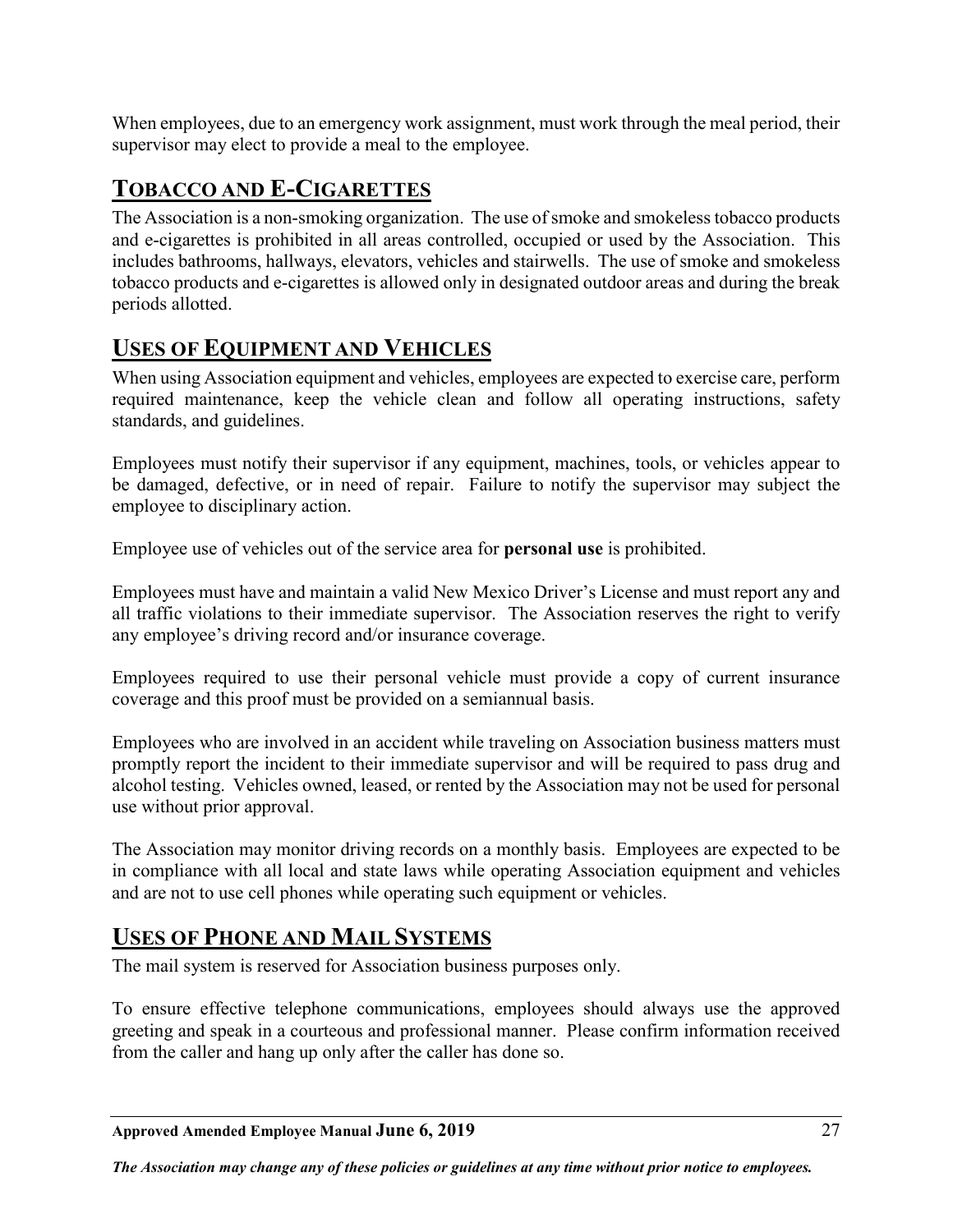When employees, due to an emergency work assignment, must work through the meal period, their supervisor may elect to provide a meal to the employee.

## TOBACCO AND E-CIGARETTES

The Association is a non-smoking organization. The use of smoke and smokeless tobacco products and e-cigarettes is prohibited in all areas controlled, occupied or used by the Association. This includes bathrooms, hallways, elevators, vehicles and stairwells. The use of smoke and smokeless tobacco products and e-cigarettes is allowed only in designated outdoor areas and during the break periods allotted.

## USES OF EQUIPMENT AND VEHICLES

When using Association equipment and vehicles, employees are expected to exercise care, perform required maintenance, keep the vehicle clean and follow all operating instructions, safety standards, and guidelines.

Employees must notify their supervisor if any equipment, machines, tools, or vehicles appear to be damaged, defective, or in need of repair. Failure to notify the supervisor may subject the employee to disciplinary action.

Employee use of vehicles out of the service area for **personal use** is prohibited.

Employees must have and maintain a valid New Mexico Driver's License and must report any and all traffic violations to their immediate supervisor. The Association reserves the right to verify any employee's driving record and/or insurance coverage.

Employees required to use their personal vehicle must provide a copy of current insurance coverage and this proof must be provided on a semiannual basis.

Employees who are involved in an accident while traveling on Association business matters must promptly report the incident to their immediate supervisor and will be required to pass drug and alcohol testing. Vehicles owned, leased, or rented by the Association may not be used for personal use without prior approval.

The Association may monitor driving records on a monthly basis. Employees are expected to be in compliance with all local and state laws while operating Association equipment and vehicles and are not to use cell phones while operating such equipment or vehicles.

## USES OF PHONE AND MAIL SYSTEMS

The mail system is reserved for Association business purposes only.

To ensure effective telephone communications, employees should always use the approved greeting and speak in a courteous and professional manner. Please confirm information received from the caller and hang up only after the caller has done so.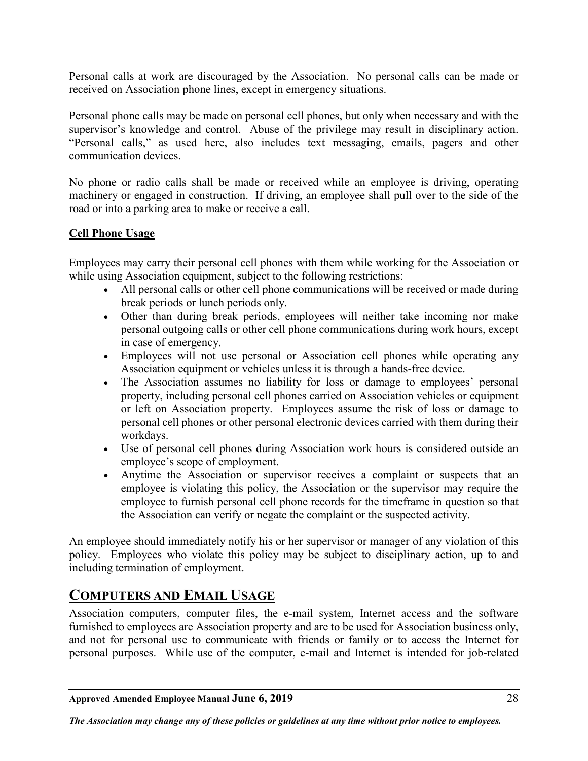Personal calls at work are discouraged by the Association. No personal calls can be made or received on Association phone lines, except in emergency situations.

Personal phone calls may be made on personal cell phones, but only when necessary and with the supervisor's knowledge and control. Abuse of the privilege may result in disciplinary action. "Personal calls," as used here, also includes text messaging, emails, pagers and other communication devices.

No phone or radio calls shall be made or received while an employee is driving, operating machinery or engaged in construction. If driving, an employee shall pull over to the side of the road or into a parking area to make or receive a call.

**Cell Phone Usage**

Employees may carry their personal cell phones with them while working for the Association or while using Association equipment, subject to the following restrictions:

- All personal calls or other cell phone communications will be received or made during break periods or lunch periods only.
- Other than during break periods, employees will neither take incoming nor make personal outgoing calls or other cell phone communications during work hours, except in case of emergency.
- Employees will not use personal or Association cell phones while operating any Association equipment or vehicles unless it is through a hands-free device.
- The Association assumes no liability for loss or damage to employees' personal property, including personal cell phones carried on Association vehicles or equipment or left on Association property. Employees assume the risk of loss or damage to personal cell phones or other personal electronic devices carried with them during their workdays.
- Use of personal cell phones during Association work hours is considered outside an employee's scope of employment.
- Anytime the Association or supervisor receives a complaint or suspects that an employee is violating this policy, the Association or the supervisor may require the employee to furnish personal cell phone records for the timeframe in question so that the Association can verify or negate the complaint or the suspected activity.

An employee should immediately notify his or her supervisor or manager of any violation of this policy. Employees who violate this policy may be subject to disciplinary action, up to and including termination of employment.

## COMPUTERS AND EMAIL USAGE

Association computers, computer files, the e-mail system, Internet access and the software furnished to employees are Association property and are to be used for Association business only, and not for personal use to communicate with friends or family or to access the Internet for personal purposes. While use of the computer, e-mail and Internet is intended for job-related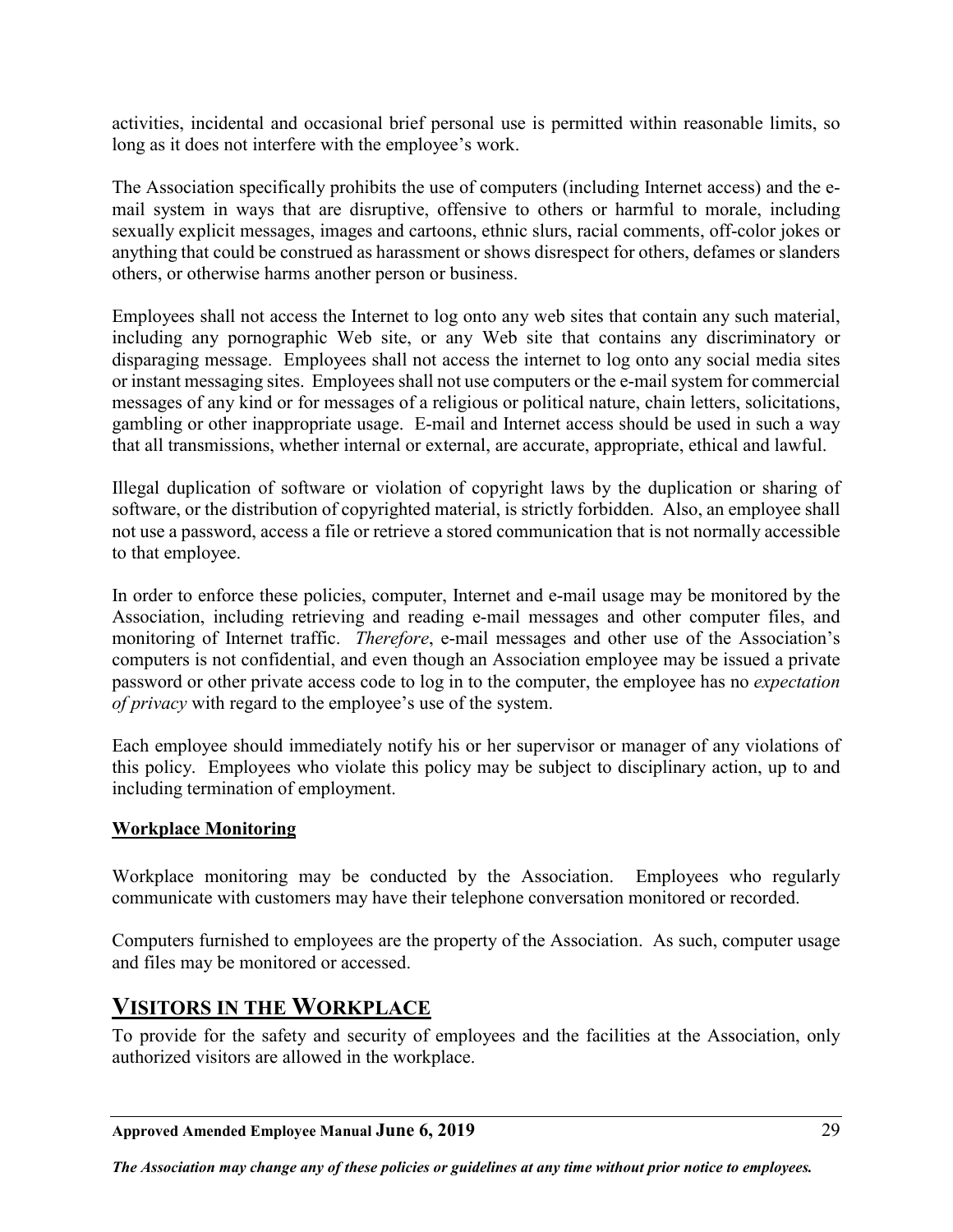activities, incidental and occasional brief personal use is permitted within reasonable limits, so long as it does not interfere with the employee's work.

The Association specifically prohibits the use of computers (including Internet access) and the e-mail system in ways that are disruptive, offensive to others or harmful to morale, including sexually explicit messages, images and cartoons, ethnic slurs, racial comments, off-color jokes or anything that could be construed as harassment or shows disrespect for others, defames or slanders others, or otherwise harms another person or business.

Employees shall not access the Internet to log onto any web sites that contain any such material, including any pornographic Web site, or any Web site that contains any discriminatory or disparaging message. Employees shall not access the internet to log onto any social media sites or instant messaging sites. Employees shall not use computers or the e-mail system for commercial messages of any kind or for messages of a religious or political nature, chain letters, solicitations, gambling or other inappropriate usage. E-mail and Internet access should be used in such a way that all transmissions, whether internal or external, are accurate, appropriate, ethical and lawful.

Illegal duplication of software or violation of copyright laws by the duplication or sharing of software, or the distribution of copyrighted material, is strictly forbidden. Also, an employee shall not use a password, access a file or retrieve a stored communication that is not normally accessible to that employee.

In order to enforce these policies, computer, Internet and e-mail usage may be monitored by the Association, including retrieving and reading e-mail messages and other computer files, and monitoring of Internet traffic. *Therefore*, e-mail messages and other use of the Association's computers is not confidential, and even though an Association employee may be issued a private password or other private access code to log in to the computer, the employee has no *expectation of privacy* with regard to the employee's use of the system.

Each employee should immediately notify his or her supervisor or manager of any violations of this policy. Employees who violate this policy may be subject to disciplinary action, up to and including termination of employment.

### Workplace Monitoring

Workplace monitoring may be conducted by the Association. Employees who regularly communicate with customers may have their telephone conversation monitored or recorded.

Computers furnished to employees are the property of the Association. As such, computer usage and files may be monitored or accessed.

## VISITORS IN THE WORKPLACE

To provide for the safety and security of employees and the facilities at the Association, only authorized visitors are allowed in the workplace.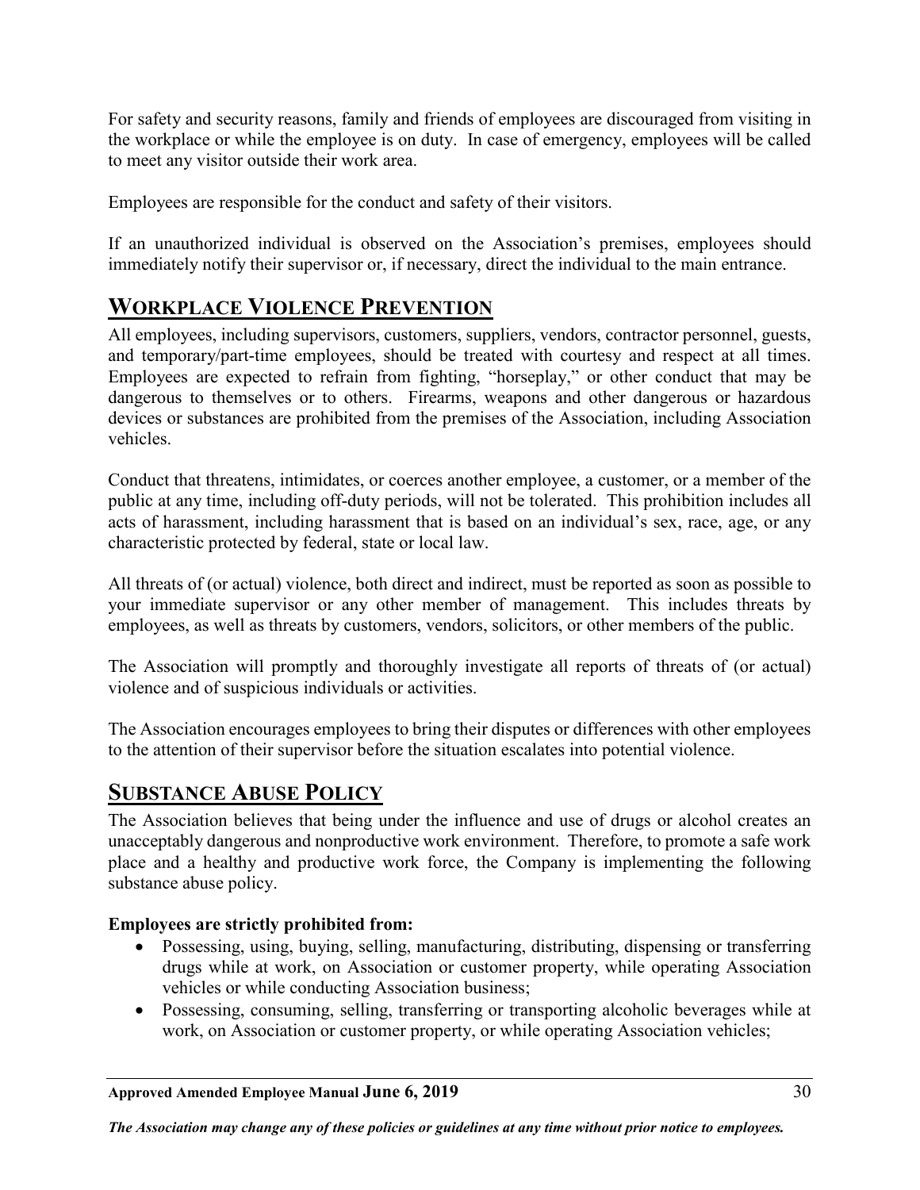For safety and security reasons, family and friends of employees are discouraged from visiting in the workplace or while the employee is on duty. In case of emergency, employees will be called to meet any visitor outside their work area.

Employees are responsible for the conduct and safety of their visitors.

If an unauthorized individual is observed on the Association's premises, employees should immediately notify their supervisor or, if necessary, direct the individual to the main entrance.

## WORKPLACE VIOLENCE PREVENTION

All employees, including supervisors, customers, suppliers, vendors, contractor personnel, guests, and temporary/part-time employees, should be treated with courtesy and respect at all times. Employees are expected to refrain from fighting, "horseplay," or other conduct that may be dangerous to themselves or to others. Firearms, weapons and other dangerous or hazardous devices or substances are prohibited from the premises of the Association, including Association vehicles.

Conduct that threatens, intimidates, or coerces another employee, a customer, or a member of the public at any time, including off-duty periods, will not be tolerated. This prohibition includes all acts of harassment, including harassment that is based on an individual's sex, race, age, or any characteristic protected by federal, state or local law.

All threats of (or actual) violence, both direct and indirect, must be reported as soon as possible to your immediate supervisor or any other member of management. This includes threats by employees, as well as threats by customers, vendors, solicitors, or other members of the public.

The Association will promptly and thoroughly investigate all reports of threats of (or actual) violence and of suspicious individuals or activities.

The Association encourages employees to bring their disputes or differences with other employees to the attention of their supervisor before the situation escalates into potential violence.

## SUBSTANCE ABUSE POLICY

The Association believes that being under the influence and use of drugs or alcohol creates an unacceptably dangerous and nonproductive work environment. Therefore, to promote a safe work place and a healthy and productive work force, the Company is implementing the following substance abuse policy.

**Employees are strictly prohibited from:**

- Possessing, using, buying, selling, manufacturing, distributing, dispensing or transferring drugs while at work, on Association or customer property, while operating Association vehicles or while conducting Association business;
- Possessing, consuming, selling, transferring or transporting alcoholic beverages while at work, on Association or customer property, or while operating Association vehicles;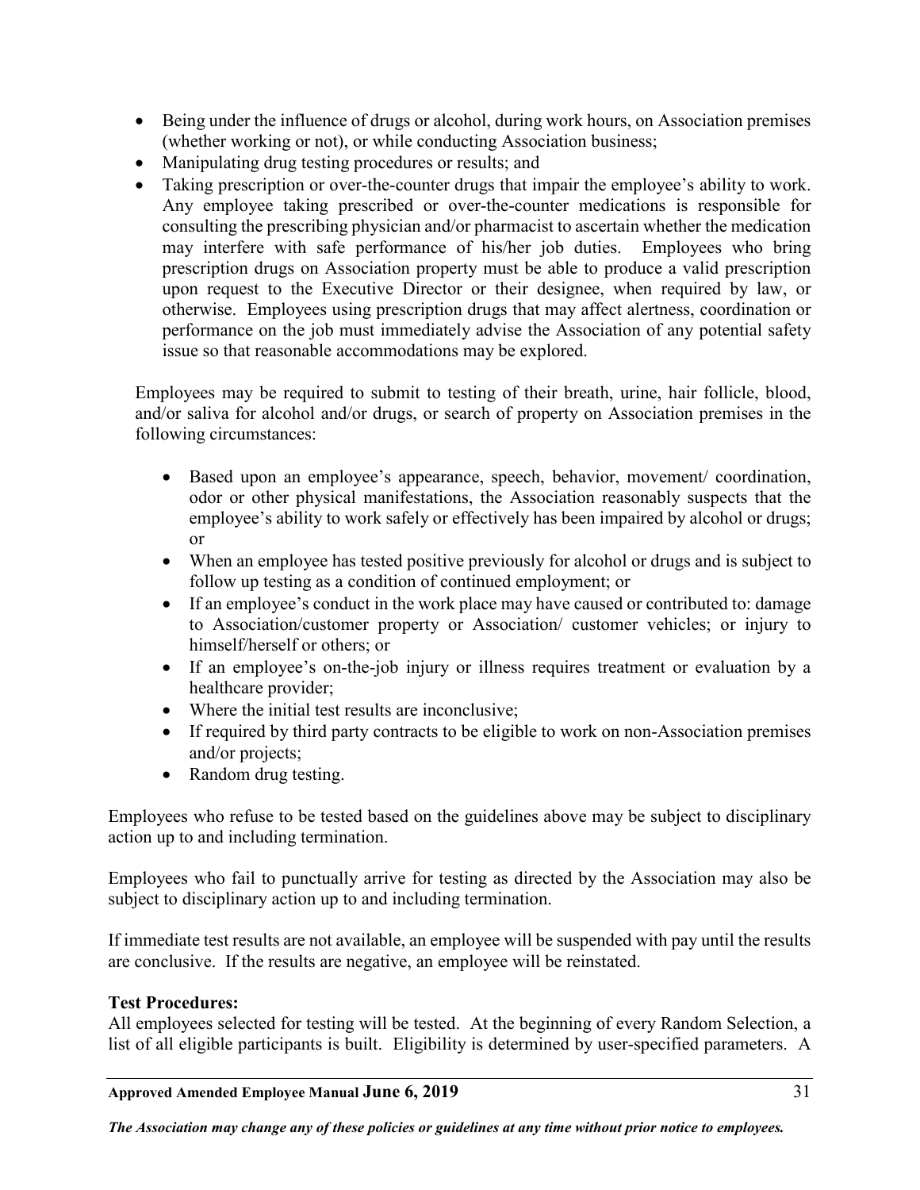- Being under the influence of drugs or alcohol, during work hours, on Association premises (whether working or not), or while conducting Association business;
- Manipulating drug testing procedures or results; and
- Taking prescription or over-the-counter drugs that impair the employee's ability to work. Any employee taking prescribed or over-the-counter medications is responsible for consulting the prescribing physician and/or pharmacist to ascertain whether the medication may interfere with safe performance of his/her job duties. Employees who bring prescription drugs on Association property must be able to produce a valid prescription upon request to the Executive Director or their designee, when required by law, or otherwise. Employees using prescription drugs that may affect alertness, coordination or performance on the job must immediately advise the Association of any potential safety issue so that reasonable accommodations may be explored.

Employees may be required to submit to testing of their breath, urine, hair follicle, blood, and/or saliva for alcohol and/or drugs, or search of property on Association premises in the following circumstances:

- Based upon an employee's appearance, speech, behavior, movement/ coordination, odor or other physical manifestations, the Association reasonably suspects that the employee's ability to work safely or effectively has been impaired by alcohol or drugs; or
- When an employee has tested positive previously for alcohol or drugs and is subject to follow up testing as a condition of continued employment; or
- If an employee's conduct in the work place may have caused or contributed to: damage to Association/customer property or Association/ customer vehicles; or injury to himself/herself or others; or
- If an employee's on-the-job injury or illness requires treatment or evaluation by a healthcare provider;
- Where the initial test results are inconclusive;
- If required by third party contracts to be eligible to work on non-Association premises and/or projects;
- Random drug testing.

Employees who refuse to be tested based on the guidelines above may be subject to disciplinary action up to and including termination.

Employees who fail to punctually arrive for testing as directed by the Association may also be subject to disciplinary action up to and including termination.

If immediate test results are not available, an employee will be suspended with pay until the results are conclusive. If the results are negative, an employee will be reinstated.

**Test Procedures:**
All employees selected for testing will be tested. At the beginning of every Random Selection, a list of all eligible participants is built. Eligibility is determined by user-specified parameters. A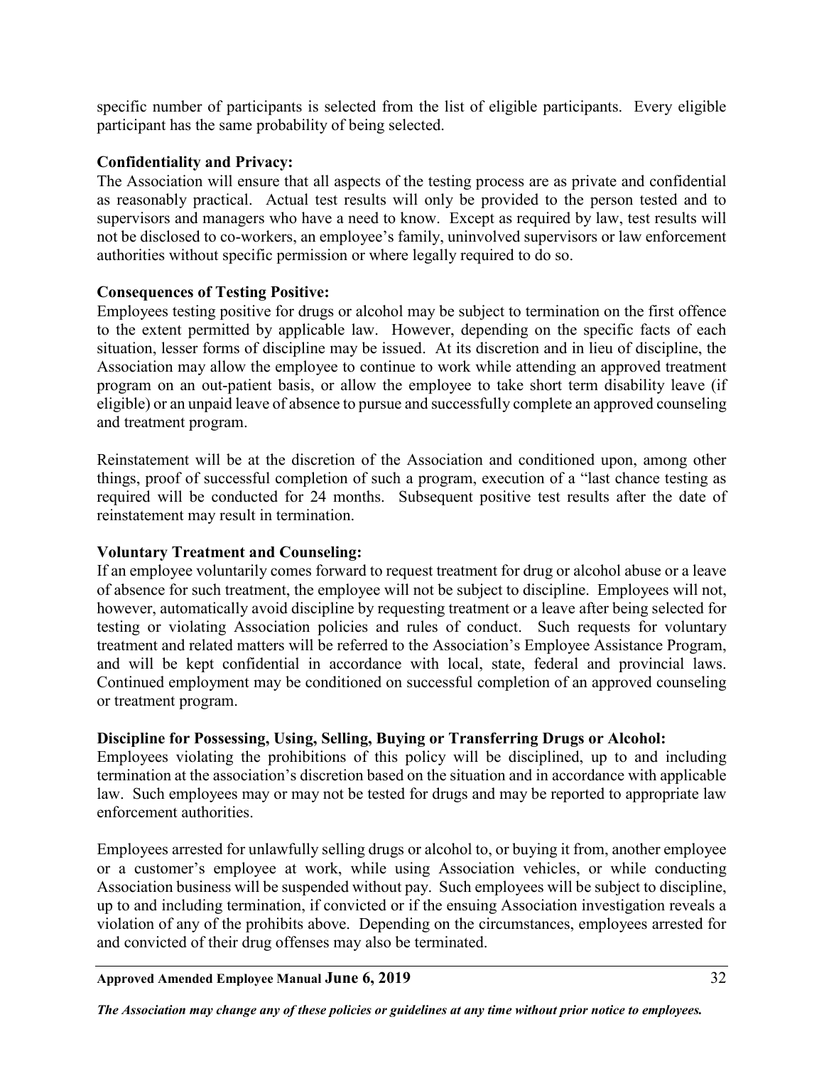specific number of participants is selected from the list of eligible participants. Every eligible participant has the same probability of being selected.

**Confidentiality and Privacy:**
The Association will ensure that all aspects of the testing process are as private and confidential as reasonably practical. Actual test results will only be provided to the person tested and to supervisors and managers who have a need to know. Except as required by law, test results will not be disclosed to co-workers, an employee's family, uninvolved supervisors or law enforcement authorities without specific permission or where legally required to do so.

**Consequences of Testing Positive:**
Employees testing positive for drugs or alcohol may be subject to termination on the first offence to the extent permitted by applicable law. However, depending on the specific facts of each situation, lesser forms of discipline may be issued. At its discretion and in lieu of discipline, the Association may allow the employee to continue to work while attending an approved treatment program on an out-patient basis, or allow the employee to take short term disability leave (if eligible) or an unpaid leave of absence to pursue and successfully complete an approved counseling and treatment program.

Reinstatement will be at the discretion of the Association and conditioned upon, among other things, proof of successful completion of such a program, execution of a "last chance testing as required will be conducted for 24 months. Subsequent positive test results after the date of reinstatement may result in termination.

**Voluntary Treatment and Counseling:**
If an employee voluntarily comes forward to request treatment for drug or alcohol abuse or a leave of absence for such treatment, the employee will not be subject to discipline. Employees will not, however, automatically avoid discipline by requesting treatment or a leave after being selected for testing or violating Association policies and rules of conduct. Such requests for voluntary treatment and related matters will be referred to the Association's Employee Assistance Program, and will be kept confidential in accordance with local, state, federal and provincial laws. Continued employment may be conditioned on successful completion of an approved counseling or treatment program.

**Discipline for Possessing, Using, Selling, Buying or Transferring Drugs or Alcohol:**
Employees violating the prohibitions of this policy will be disciplined, up to and including termination at the association's discretion based on the situation and in accordance with applicable law. Such employees may or may not be tested for drugs and may be reported to appropriate law enforcement authorities.

Employees arrested for unlawfully selling drugs or alcohol to, or buying it from, another employee or a customer's employee at work, while using Association vehicles, or while conducting Association business will be suspended without pay. Such employees will be subject to discipline, up to and including termination, if convicted or if the ensuing Association investigation reveals a violation of any of the prohibits above. Depending on the circumstances, employees arrested for and convicted of their drug offenses may also be terminated.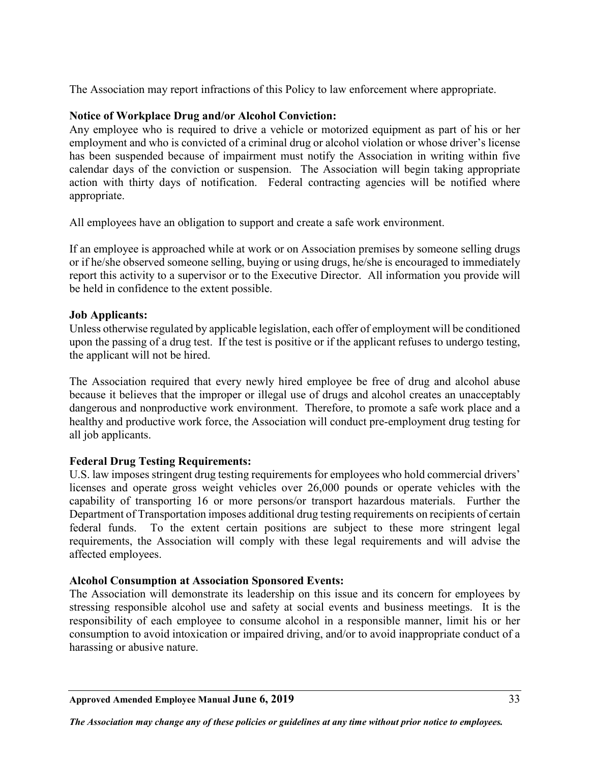The Association may report infractions of this Policy to law enforcement where appropriate.

**Notice of Workplace Drug and/or Alcohol Conviction:**
Any employee who is required to drive a vehicle or motorized equipment as part of his or her employment and who is convicted of a criminal drug or alcohol violation or whose driver's license has been suspended because of impairment must notify the Association in writing within five calendar days of the conviction or suspension. The Association will begin taking appropriate action with thirty days of notification. Federal contracting agencies will be notified where appropriate.

All employees have an obligation to support and create a safe work environment.

If an employee is approached while at work or on Association premises by someone selling drugs or if he/she observed someone selling, buying or using drugs, he/she is encouraged to immediately report this activity to a supervisor or to the Executive Director. All information you provide will be held in confidence to the extent possible.

**Job Applicants:**
Unless otherwise regulated by applicable legislation, each offer of employment will be conditioned upon the passing of a drug test. If the test is positive or if the applicant refuses to undergo testing, the applicant will not be hired.

The Association required that every newly hired employee be free of drug and alcohol abuse because it believes that the improper or illegal use of drugs and alcohol creates an unacceptably dangerous and nonproductive work environment. Therefore, to promote a safe work place and a healthy and productive work force, the Association will conduct pre-employment drug testing for all job applicants.

**Federal Drug Testing Requirements:**
U.S. law imposes stringent drug testing requirements for employees who hold commercial drivers' licenses and operate gross weight vehicles over 26,000 pounds or operate vehicles with the capability of transporting 16 or more persons/or transport hazardous materials. Further the Department of Transportation imposes additional drug testing requirements on recipients of certain federal funds. To the extent certain positions are subject to these more stringent legal requirements, the Association will comply with these legal requirements and will advise the affected employees.

**Alcohol Consumption at Association Sponsored Events:**
The Association will demonstrate its leadership on this issue and its concern for employees by stressing responsible alcohol use and safety at social events and business meetings. It is the responsibility of each employee to consume alcohol in a responsible manner, limit his or her consumption to avoid intoxication or impaired driving, and/or to avoid inappropriate conduct of a harassing or abusive nature.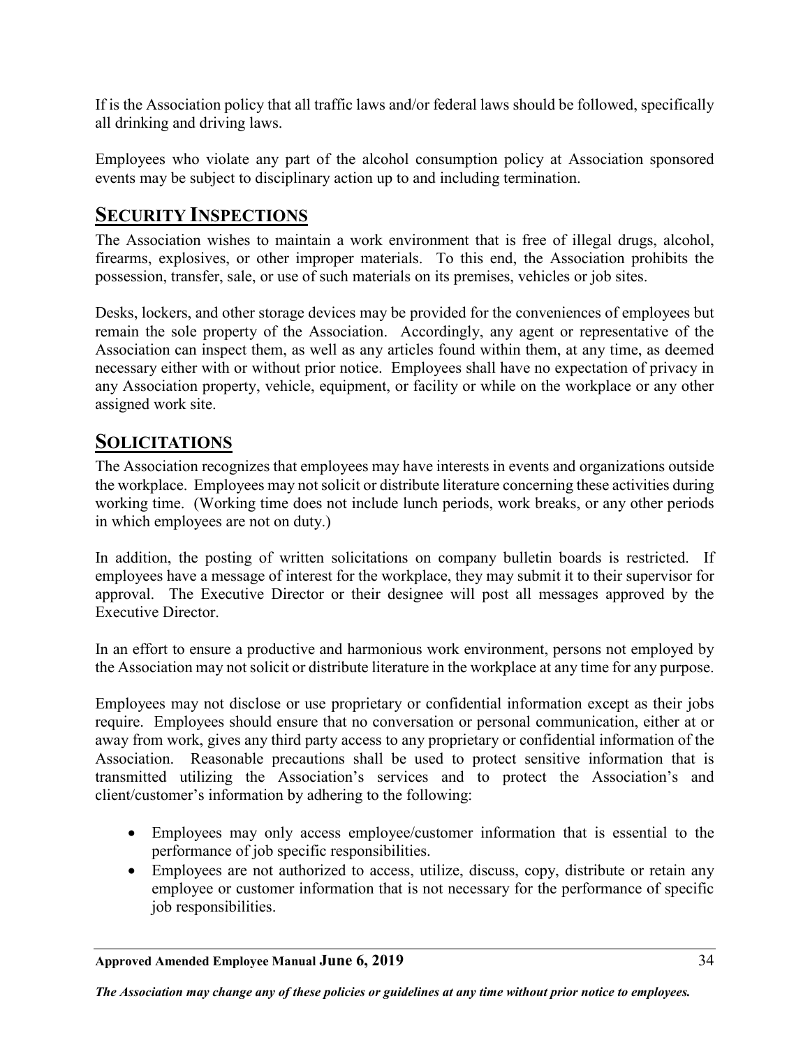If is the Association policy that all traffic laws and/or federal laws should be followed, specifically all drinking and driving laws.

Employees who violate any part of the alcohol consumption policy at Association sponsored events may be subject to disciplinary action up to and including termination.

## SECURITY INSPECTIONS

The Association wishes to maintain a work environment that is free of illegal drugs, alcohol, firearms, explosives, or other improper materials. To this end, the Association prohibits the possession, transfer, sale, or use of such materials on its premises, vehicles or job sites.

Desks, lockers, and other storage devices may be provided for the conveniences of employees but remain the sole property of the Association. Accordingly, any agent or representative of the Association can inspect them, as well as any articles found within them, at any time, as deemed necessary either with or without prior notice. Employees shall have no expectation of privacy in any Association property, vehicle, equipment, or facility or while on the workplace or any other assigned work site.

## SOLICITATIONS

The Association recognizes that employees may have interests in events and organizations outside the workplace. Employees may not solicit or distribute literature concerning these activities during working time. (Working time does not include lunch periods, work breaks, or any other periods in which employees are not on duty.)

In addition, the posting of written solicitations on company bulletin boards is restricted. If employees have a message of interest for the workplace, they may submit it to their supervisor for approval. The Executive Director or their designee will post all messages approved by the Executive Director.

In an effort to ensure a productive and harmonious work environment, persons not employed by the Association may not solicit or distribute literature in the workplace at any time for any purpose.

Employees may not disclose or use proprietary or confidential information except as their jobs require. Employees should ensure that no conversation or personal communication, either at or away from work, gives any third party access to any proprietary or confidential information of the Association. Reasonable precautions shall be used to protect sensitive information that is transmitted utilizing the Association's services and to protect the Association's and client/customer's information by adhering to the following:

- Employees may only access employee/customer information that is essential to the performance of job specific responsibilities.
- Employees are not authorized to access, utilize, discuss, copy, distribute or retain any employee or customer information that is not necessary for the performance of specific job responsibilities.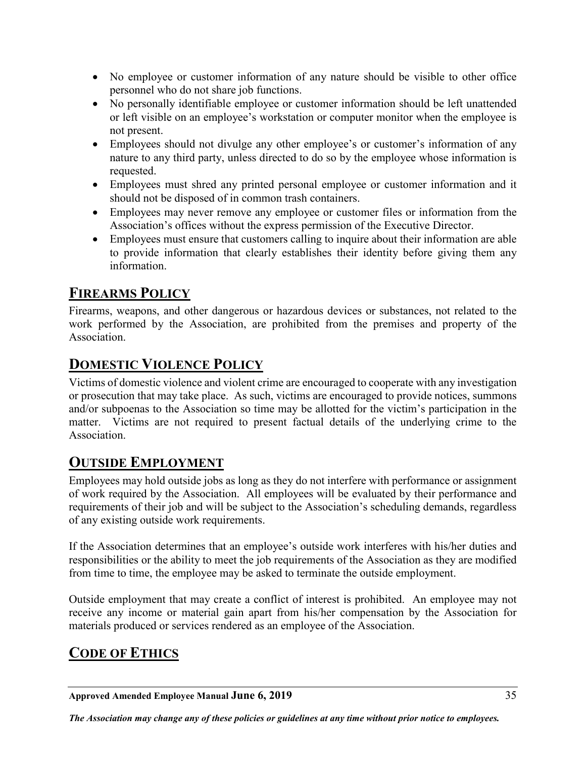- No employee or customer information of any nature should be visible to other office personnel who do not share job functions.
- No personally identifiable employee or customer information should be left unattended or left visible on an employee's workstation or computer monitor when the employee is not present.
- Employees should not divulge any other employee's or customer's information of any nature to any third party, unless directed to do so by the employee whose information is requested.
- Employees must shred any printed personal employee or customer information and it should not be disposed of in common trash containers.
- Employees may never remove any employee or customer files or information from the Association's offices without the express permission of the Executive Director.
- Employees must ensure that customers calling to inquire about their information are able to provide information that clearly establishes their identity before giving them any information.

## FIREARMS POLICY

Firearms, weapons, and other dangerous or hazardous devices or substances, not related to the work performed by the Association, are prohibited from the premises and property of the Association.

## DOMESTIC VIOLENCE POLICY

Victims of domestic violence and violent crime are encouraged to cooperate with any investigation or prosecution that may take place. As such, victims are encouraged to provide notices, summons and/or subpoenas to the Association so time may be allotted for the victim's participation in the matter. Victims are not required to present factual details of the underlying crime to the Association.

## OUTSIDE EMPLOYMENT

Employees may hold outside jobs as long as they do not interfere with performance or assignment of work required by the Association. All employees will be evaluated by their performance and requirements of their job and will be subject to the Association's scheduling demands, regardless of any existing outside work requirements.

If the Association determines that an employee's outside work interferes with his/her duties and responsibilities or the ability to meet the job requirements of the Association as they are modified from time to time, the employee may be asked to terminate the outside employment.

Outside employment that may create a conflict of interest is prohibited. An employee may not receive any income or material gain apart from his/her compensation by the Association for materials produced or services rendered as an employee of the Association.

## CODE OF ETHICS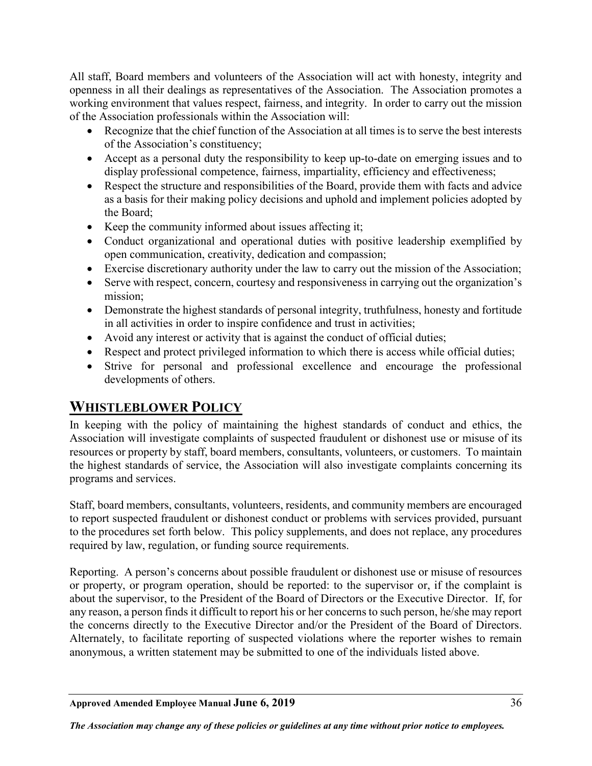All staff, Board members and volunteers of the Association will act with honesty, integrity and openness in all their dealings as representatives of the Association. The Association promotes a working environment that values respect, fairness, and integrity. In order to carry out the mission of the Association professionals within the Association will:

- Recognize that the chief function of the Association at all times is to serve the best interests of the Association's constituency;
- Accept as a personal duty the responsibility to keep up-to-date on emerging issues and to display professional competence, fairness, impartiality, efficiency and effectiveness;
- Respect the structure and responsibilities of the Board, provide them with facts and advice as a basis for their making policy decisions and uphold and implement policies adopted by the Board;
- Keep the community informed about issues affecting it;
- Conduct organizational and operational duties with positive leadership exemplified by open communication, creativity, dedication and compassion;
- Exercise discretionary authority under the law to carry out the mission of the Association;
- Serve with respect, concern, courtesy and responsiveness in carrying out the organization's mission;
- Demonstrate the highest standards of personal integrity, truthfulness, honesty and fortitude in all activities in order to inspire confidence and trust in activities;
- Avoid any interest or activity that is against the conduct of official duties;
- Respect and protect privileged information to which there is access while official duties;
- Strive for personal and professional excellence and encourage the professional developments of others.

## WHISTLEBLOWER POLICY

In keeping with the policy of maintaining the highest standards of conduct and ethics, the Association will investigate complaints of suspected fraudulent or dishonest use or misuse of its resources or property by staff, board members, consultants, volunteers, or customers. To maintain the highest standards of service, the Association will also investigate complaints concerning its programs and services.

Staff, board members, consultants, volunteers, residents, and community members are encouraged to report suspected fraudulent or dishonest conduct or problems with services provided, pursuant to the procedures set forth below. This policy supplements, and does not replace, any procedures required by law, regulation, or funding source requirements.

Reporting. A person's concerns about possible fraudulent or dishonest use or misuse of resources or property, or program operation, should be reported: to the supervisor or, if the complaint is about the supervisor, to the President of the Board of Directors or the Executive Director. If, for any reason, a person finds it difficult to report his or her concerns to such person, he/she may report the concerns directly to the Executive Director and/or the President of the Board of Directors. Alternately, to facilitate reporting of suspected violations where the reporter wishes to remain anonymous, a written statement may be submitted to one of the individuals listed above.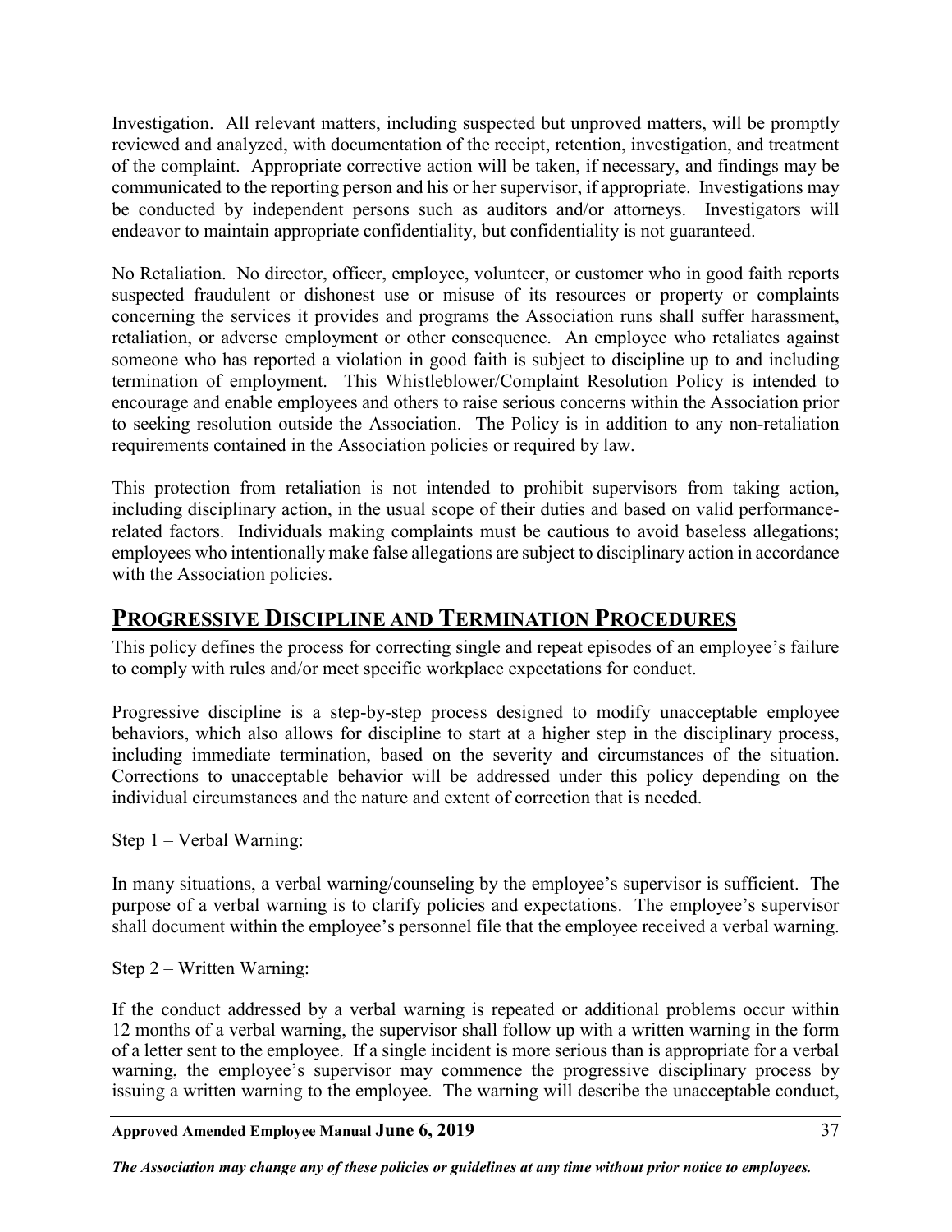Investigation. All relevant matters, including suspected but unproved matters, will be promptly reviewed and analyzed, with documentation of the receipt, retention, investigation, and treatment of the complaint. Appropriate corrective action will be taken, if necessary, and findings may be communicated to the reporting person and his or her supervisor, if appropriate. Investigations may be conducted by independent persons such as auditors and/or attorneys. Investigators will endeavor to maintain appropriate confidentiality, but confidentiality is not guaranteed.

No Retaliation. No director, officer, employee, volunteer, or customer who in good faith reports suspected fraudulent or dishonest use or misuse of its resources or property or complaints concerning the services it provides and programs the Association runs shall suffer harassment, retaliation, or adverse employment or other consequence. An employee who retaliates against someone who has reported a violation in good faith is subject to discipline up to and including termination of employment. This Whistleblower/Complaint Resolution Policy is intended to encourage and enable employees and others to raise serious concerns within the Association prior to seeking resolution outside the Association. The Policy is in addition to any non-retaliation requirements contained in the Association policies or required by law.

This protection from retaliation is not intended to prohibit supervisors from taking action, including disciplinary action, in the usual scope of their duties and based on valid performance-related factors. Individuals making complaints must be cautious to avoid baseless allegations; employees who intentionally make false allegations are subject to disciplinary action in accordance with the Association policies.

## PROGRESSIVE DISCIPLINE AND TERMINATION PROCEDURES

This policy defines the process for correcting single and repeat episodes of an employee's failure to comply with rules and/or meet specific workplace expectations for conduct.

Progressive discipline is a step-by-step process designed to modify unacceptable employee behaviors, which also allows for discipline to start at a higher step in the disciplinary process, including immediate termination, based on the severity and circumstances of the situation. Corrections to unacceptable behavior will be addressed under this policy depending on the individual circumstances and the nature and extent of correction that is needed.

Step 1 – Verbal Warning:

In many situations, a verbal warning/counseling by the employee's supervisor is sufficient. The purpose of a verbal warning is to clarify policies and expectations. The employee's supervisor shall document within the employee's personnel file that the employee received a verbal warning.

Step 2 – Written Warning:

If the conduct addressed by a verbal warning is repeated or additional problems occur within 12 months of a verbal warning, the supervisor shall follow up with a written warning in the form of a letter sent to the employee. If a single incident is more serious than is appropriate for a verbal warning, the employee's supervisor may commence the progressive disciplinary process by issuing a written warning to the employee. The warning will describe the unacceptable conduct,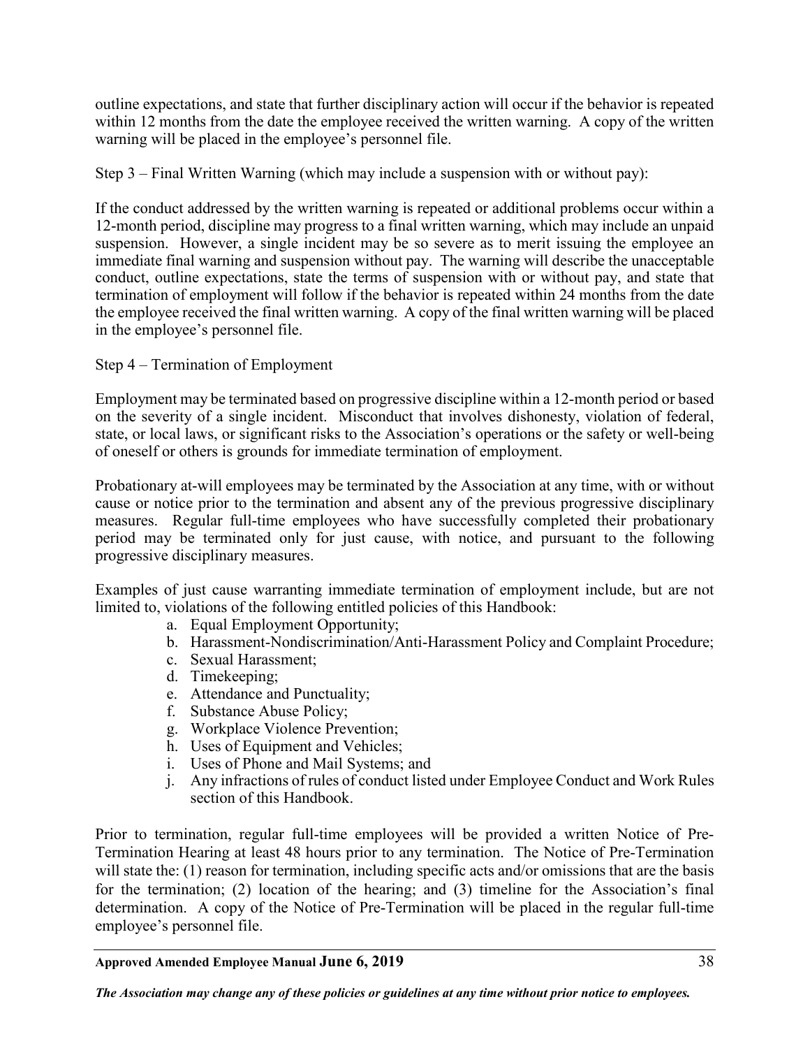outline expectations, and state that further disciplinary action will occur if the behavior is repeated within 12 months from the date the employee received the written warning. A copy of the written warning will be placed in the employee's personnel file.

Step 3 – Final Written Warning (which may include a suspension with or without pay):

If the conduct addressed by the written warning is repeated or additional problems occur within a 12-month period, discipline may progress to a final written warning, which may include an unpaid suspension. However, a single incident may be so severe as to merit issuing the employee an immediate final warning and suspension without pay. The warning will describe the unacceptable conduct, outline expectations, state the terms of suspension with or without pay, and state that termination of employment will follow if the behavior is repeated within 24 months from the date the employee received the final written warning. A copy of the final written warning will be placed in the employee's personnel file.

Step 4 – Termination of Employment

Employment may be terminated based on progressive discipline within a 12-month period or based on the severity of a single incident. Misconduct that involves dishonesty, violation of federal, state, or local laws, or significant risks to the Association's operations or the safety or well-being of oneself or others is grounds for immediate termination of employment.

Probationary at-will employees may be terminated by the Association at any time, with or without cause or notice prior to the termination and absent any of the previous progressive disciplinary measures. Regular full-time employees who have successfully completed their probationary period may be terminated only for just cause, with notice, and pursuant to the following progressive disciplinary measures.

Examples of just cause warranting immediate termination of employment include, but are not limited to, violations of the following entitled policies of this Handbook:

a. Equal Employment Opportunity;
b. Harassment-Nondiscrimination/Anti-Harassment Policy and Complaint Procedure;
c. Sexual Harassment;
d. Timekeeping;
e. Attendance and Punctuality;
f. Substance Abuse Policy;
g. Workplace Violence Prevention;
h. Uses of Equipment and Vehicles;
i. Uses of Phone and Mail Systems; and
j. Any infractions of rules of conduct listed under Employee Conduct and Work Rules section of this Handbook.

Prior to termination, regular full-time employees will be provided a written Notice of Pre-Termination Hearing at least 48 hours prior to any termination. The Notice of Pre-Termination will state the: (1) reason for termination, including specific acts and/or omissions that are the basis for the termination; (2) location of the hearing; and (3) timeline for the Association's final determination. A copy of the Notice of Pre-Termination will be placed in the regular full-time employee's personnel file.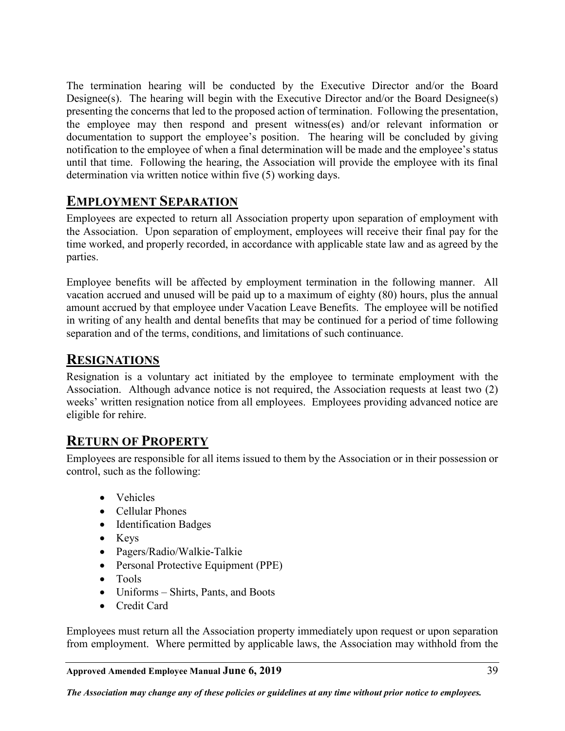The termination hearing will be conducted by the Executive Director and/or the Board Designee(s). The hearing will begin with the Executive Director and/or the Board Designee(s) presenting the concerns that led to the proposed action of termination. Following the presentation, the employee may then respond and present witness(es) and/or relevant information or documentation to support the employee's position. The hearing will be concluded by giving notification to the employee of when a final determination will be made and the employee's status until that time. Following the hearing, the Association will provide the employee with its final determination via written notice within five (5) working days.

## EMPLOYMENT SEPARATION

Employees are expected to return all Association property upon separation of employment with the Association. Upon separation of employment, employees will receive their final pay for the time worked, and properly recorded, in accordance with applicable state law and as agreed by the parties.

Employee benefits will be affected by employment termination in the following manner. All vacation accrued and unused will be paid up to a maximum of eighty (80) hours, plus the annual amount accrued by that employee under Vacation Leave Benefits. The employee will be notified in writing of any health and dental benefits that may be continued for a period of time following separation and of the terms, conditions, and limitations of such continuance.

## RESIGNATIONS

Resignation is a voluntary act initiated by the employee to terminate employment with the Association. Although advance notice is not required, the Association requests at least two (2) weeks' written resignation notice from all employees. Employees providing advanced notice are eligible for rehire.

## RETURN OF PROPERTY

Employees are responsible for all items issued to them by the Association or in their possession or control, such as the following:

- Vehicles
- Cellular Phones
- Identification Badges
- Keys
- Pagers/Radio/Walkie-Talkie
- Personal Protective Equipment (PPE)
- Tools
- Uniforms – Shirts, Pants, and Boots
- Credit Card

Employees must return all the Association property immediately upon request or upon separation from employment. Where permitted by applicable laws, the Association may withhold from the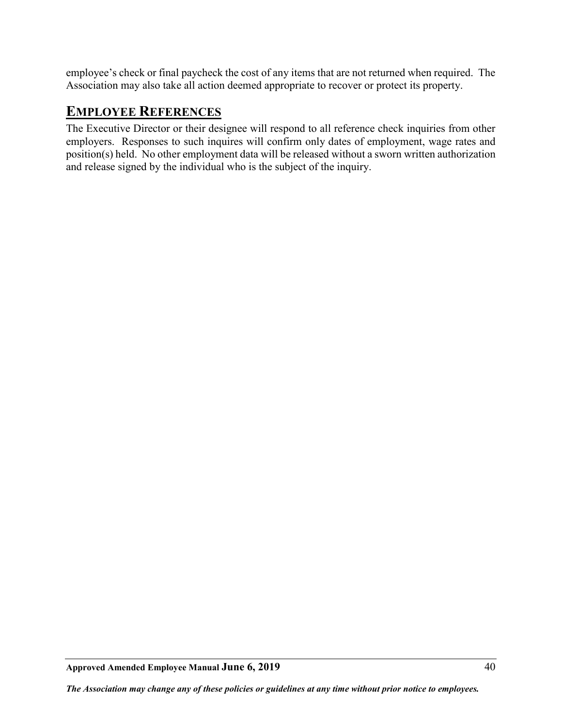employee's check or final paycheck the cost of any items that are not returned when required. The Association may also take all action deemed appropriate to recover or protect its property.

## EMPLOYEE REFERENCES

The Executive Director or their designee will respond to all reference check inquiries from other employers. Responses to such inquires will confirm only dates of employment, wage rates and position(s) held. No other employment data will be released without a sworn written authorization and release signed by the individual who is the subject of the inquiry.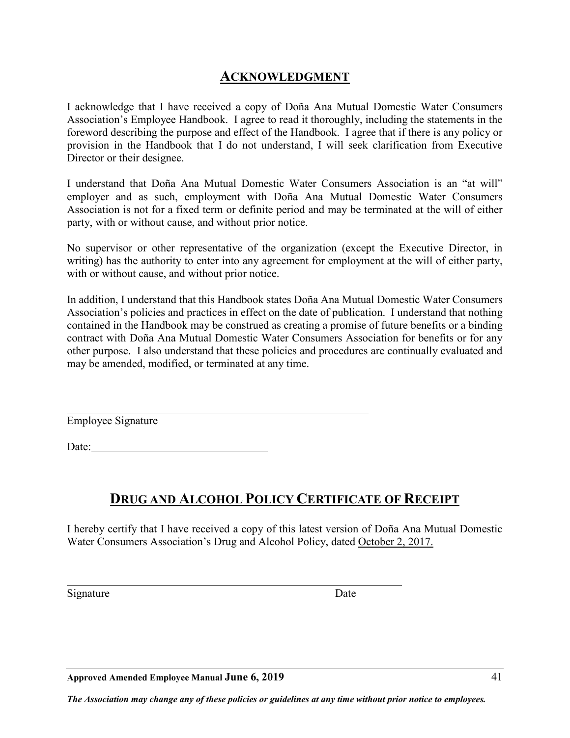## ACKNOWLEDGMENT

I acknowledge that I have received a copy of Doña Ana Mutual Domestic Water Consumers Association's Employee Handbook. I agree to read it thoroughly, including the statements in the foreword describing the purpose and effect of the Handbook. I agree that if there is any policy or provision in the Handbook that I do not understand, I will seek clarification from Executive Director or their designee.

I understand that Doña Ana Mutual Domestic Water Consumers Association is an "at will" employer and as such, employment with Doña Ana Mutual Domestic Water Consumers Association is not for a fixed term or definite period and may be terminated at the will of either party, with or without cause, and without prior notice.

No supervisor or other representative of the organization (except the Executive Director, in writing) has the authority to enter into any agreement for employment at the will of either party, with or without cause, and without prior notice.

In addition, I understand that this Handbook states Doña Ana Mutual Domestic Water Consumers Association's policies and practices in effect on the date of publication. I understand that nothing contained in the Handbook may be construed as creating a promise of future benefits or a binding contract with Doña Ana Mutual Domestic Water Consumers Association for benefits or for any other purpose. I also understand that these policies and procedures are continually evaluated and may be amended, modified, or terminated at any time.

\_\_\_\_\_\_\_\_\_\_\_\_\_\_\_\_\_\_\_\_\_\_\_\_\_\_\_\_\_\_\_\_\_\_\_\_\_\_\_\_\_\_\_\_

Employee Signature

Date:\_\_\_\_\_\_\_\_\_\_\_\_\_\_\_\_\_\_\_\_\_\_\_\_\_\_\_\_\_\_

## DRUG AND ALCOHOL POLICY CERTIFICATE OF RECEIPT

I hereby certify that I have received a copy of this latest version of Doña Ana Mutual Domestic Water Consumers Association's Drug and Alcohol Policy, dated October 2, 2017.

\_\_\_\_\_\_\_\_\_\_\_\_\_\_\_\_\_\_\_\_\_\_\_\_\_\_\_\_\_\_\_\_\_\_\_\_\_\_\_\_\_\_\_\_\_\_\_\_\_\_\_\_

Signature Date

**Approved Amended Employee Manual June 6, 2019**

***The Association may change any of these policies or guidelines at any time without prior notice to employees.***